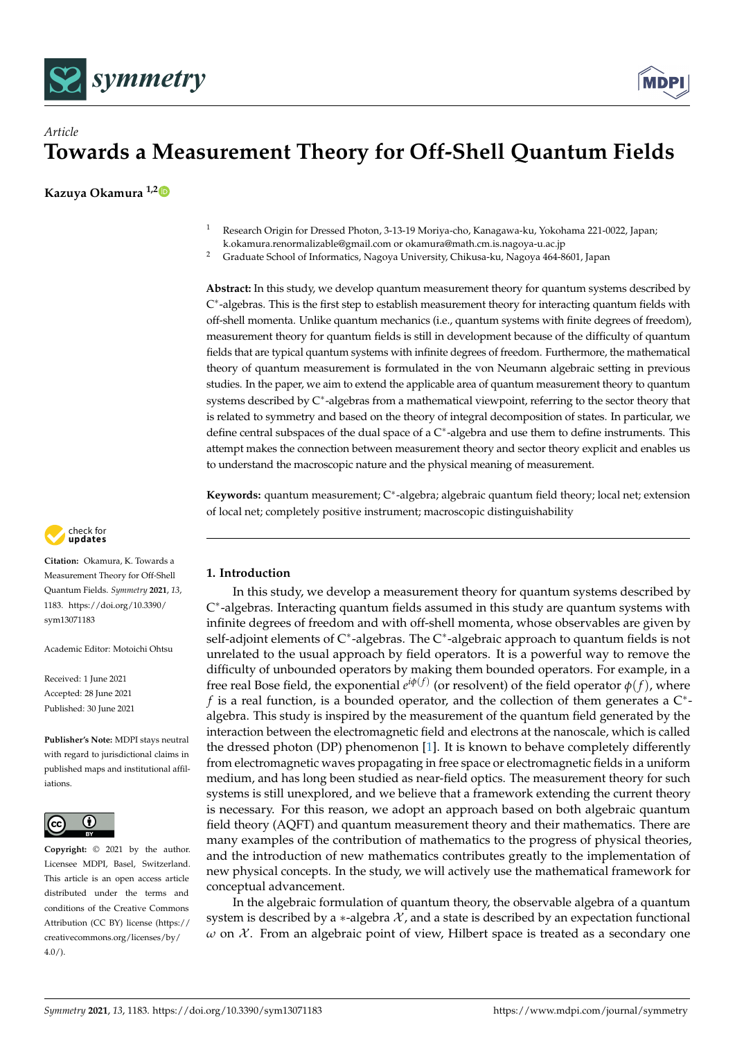*Article*

# Towards a Measurement Theory for Off-Shell Quantum Fields

**Kazuya Okamura** [1,2]

[1] Research Origin for Dressed Photon, 3-13-19 Moriya-cho, Kanagawa-ku, Yokohama 221-0022, Japan; k.okamura.renormalizable@gmail.com or okamura@math.cm.is.nagoya-u.ac.jp

[2] Graduate School of Informatics, Nagoya University, Chikusa-ku, Nagoya 464-8601, Japan

**Abstract:** In this study, we develop quantum measurement theory for quantum systems described by C$^*$-algebras. This is the first step to establish measurement theory for interacting quantum fields with off-shell momenta. Unlike quantum mechanics (i.e., quantum systems with finite degrees of freedom), measurement theory for quantum fields is still in development because of the difficulty of quantum fields that are typical quantum systems with infinite degrees of freedom. Furthermore, the mathematical theory of quantum measurement is formulated in the von Neumann algebraic setting in previous studies. In the paper, we aim to extend the applicable area of quantum measurement theory to quantum systems described by C$^*$-algebras from a mathematical viewpoint, referring to the sector theory that is related to symmetry and based on the theory of integral decomposition of states. In particular, we define central subspaces of the dual space of a C$^*$-algebra and use them to define instruments. This attempt makes the connection between measurement theory and sector theory explicit and enables us to understand the macroscopic nature and the physical meaning of measurement.

**Keywords:** quantum measurement; C$^*$-algebra; algebraic quantum field theory; local net; extension of local net; completely positive instrument; macroscopic distinguishability

**Citation:** Okamura, K. Towards a Measurement Theory for Off-Shell Quantum Fields. *Symmetry* **2021**, *13*, 1183. https://doi.org/10.3390/sym13071183

Academic Editor: Motoichi Ohtsu

Received: 1 June 2021
Accepted: 28 June 2021
Published: 30 June 2021

**Publisher's Note:** MDPI stays neutral with regard to jurisdictional claims in published maps and institutional affiliations.

**Copyright:** © 2021 by the author. Licensee MDPI, Basel, Switzerland. This article is an open access article distributed under the terms and conditions of the Creative Commons Attribution (CC BY) license (https://creativecommons.org/licenses/by/4.0/).

## 1. Introduction

In this study, we develop a measurement theory for quantum systems described by C$^*$-algebras. Interacting quantum fields assumed in this study are quantum systems with infinite degrees of freedom and with off-shell momenta, whose observables are given by self-adjoint elements of C$^*$-algebras. The C$^*$-algebraic approach to quantum fields is not unrelated to the usual approach by field operators. It is a powerful way to remove the difficulty of unbounded operators by making them bounded operators. For example, in a free real Bose field, the exponential $e^{i\phi(f)}$ (or resolvent) of the field operator $\phi(f)$, where $f$ is a real function, is a bounded operator, and the collection of them generates a C$^*$-algebra. This study is inspired by the measurement of the quantum field generated by the interaction between the electromagnetic field and electrons at the nanoscale, which is called the dressed photon (DP) phenomenon [1]. It is known to behave completely differently from electromagnetic waves propagating in free space or electromagnetic fields in a uniform medium, and has long been studied as near-field optics. The measurement theory for such systems is still unexplored, and we believe that a framework extending the current theory is necessary. For this reason, we adopt an approach based on both algebraic quantum field theory (AQFT) and quantum measurement theory and their mathematics. There are many examples of the contribution of mathematics to the progress of physical theories, and the introduction of new mathematics contributes greatly to the implementation of new physical concepts. In the study, we will actively use the mathematical framework for conceptual advancement.

In the algebraic formulation of quantum theory, the observable algebra of a quantum system is described by a $*$-algebra $\mathcal{X}$, and a state is described by an expectation functional $\omega$ on $\mathcal{X}$. From an algebraic point of view, Hilbert space is treated as a secondary one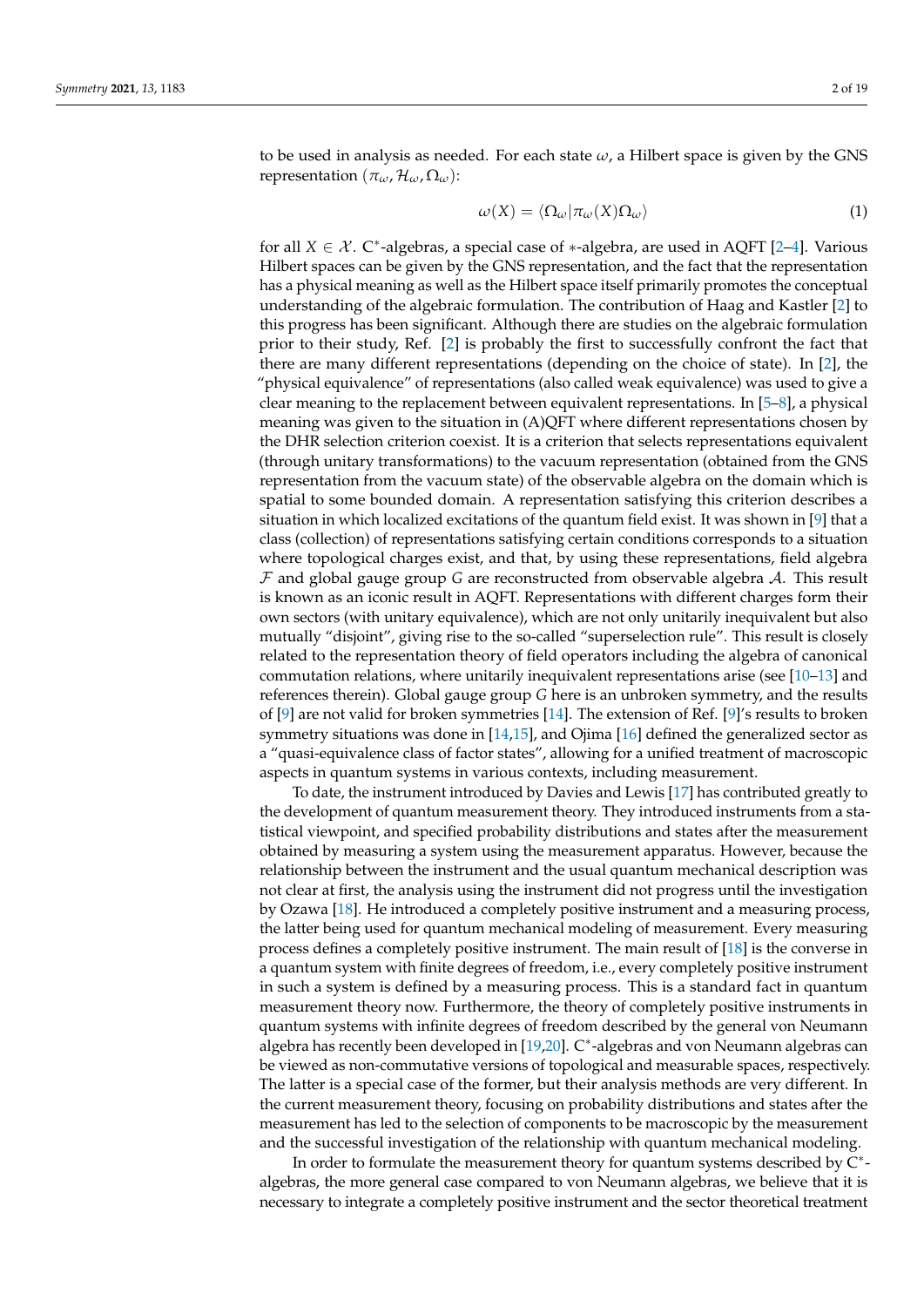to be used in analysis as needed. For each state $\omega$, a Hilbert space is given by the GNS representation $(\pi_\omega, \mathcal{H}_\omega, \Omega_\omega)$:

$$\omega(X) = \langle \Omega_\omega | \pi_\omega(X) \Omega_\omega \rangle \tag{1}$$

for all $X \in \mathcal{X}$. C$^*$-algebras, a special case of $*$-algebra, are used in AQFT [2–4]. Various Hilbert spaces can be given by the GNS representation, and the fact that the representation has a physical meaning as well as the Hilbert space itself primarily promotes the conceptual understanding of the algebraic formulation. The contribution of Haag and Kastler [2] to this progress has been significant. Although there are studies on the algebraic formulation prior to their study, Ref. [2] is probably the first to successfully confront the fact that there are many different representations (depending on the choice of state). In [2], the "physical equivalence" of representations (also called weak equivalence) was used to give a clear meaning to the replacement between equivalent representations. In [5–8], a physical meaning was given to the situation in (A)QFT where different representations chosen by the DHR selection criterion coexist. It is a criterion that selects representations equivalent (through unitary transformations) to the vacuum representation (obtained from the GNS representation from the vacuum state) of the observable algebra on the domain which is spatial to some bounded domain. A representation satisfying this criterion describes a situation in which localized excitations of the quantum field exist. It was shown in [9] that a class (collection) of representations satisfying certain conditions corresponds to a situation where topological charges exist, and that, by using these representations, field algebra $\mathcal{F}$ and global gauge group $G$ are reconstructed from observable algebra $\mathcal{A}$. This result is known as an iconic result in AQFT. Representations with different charges form their own sectors (with unitary equivalence), which are not only unitarily inequivalent but also mutually "disjoint", giving rise to the so-called "superselection rule". This result is closely related to the representation theory of field operators including the algebra of canonical commutation relations, where unitarily inequivalent representations arise (see [10–13] and references therein). Global gauge group $G$ here is an unbroken symmetry, and the results of [9] are not valid for broken symmetries [14]. The extension of Ref. [9]'s results to broken symmetry situations was done in [14,15], and Ojima [16] defined the generalized sector as a "quasi-equivalence class of factor states", allowing for a unified treatment of macroscopic aspects in quantum systems in various contexts, including measurement.

To date, the instrument introduced by Davies and Lewis [17] has contributed greatly to the development of quantum measurement theory. They introduced instruments from a statistical viewpoint, and specified probability distributions and states after the measurement obtained by measuring a system using the measurement apparatus. However, because the relationship between the instrument and the usual quantum mechanical description was not clear at first, the analysis using the instrument did not progress until the investigation by Ozawa [18]. He introduced a completely positive instrument and a measuring process, the latter being used for quantum mechanical modeling of measurement. Every measuring process defines a completely positive instrument. The main result of [18] is the converse in a quantum system with finite degrees of freedom, i.e., every completely positive instrument in such a system is defined by a measuring process. This is a standard fact in quantum measurement theory now. Furthermore, the theory of completely positive instruments in quantum systems with infinite degrees of freedom described by the general von Neumann algebra has recently been developed in [19,20]. C$^*$-algebras and von Neumann algebras can be viewed as non-commutative versions of topological and measurable spaces, respectively. The latter is a special case of the former, but their analysis methods are very different. In the current measurement theory, focusing on probability distributions and states after the measurement has led to the selection of components to be macroscopic by the measurement and the successful investigation of the relationship with quantum mechanical modeling.

In order to formulate the measurement theory for quantum systems described by C$^*$-algebras, the more general case compared to von Neumann algebras, we believe that it is necessary to integrate a completely positive instrument and the sector theoretical treatment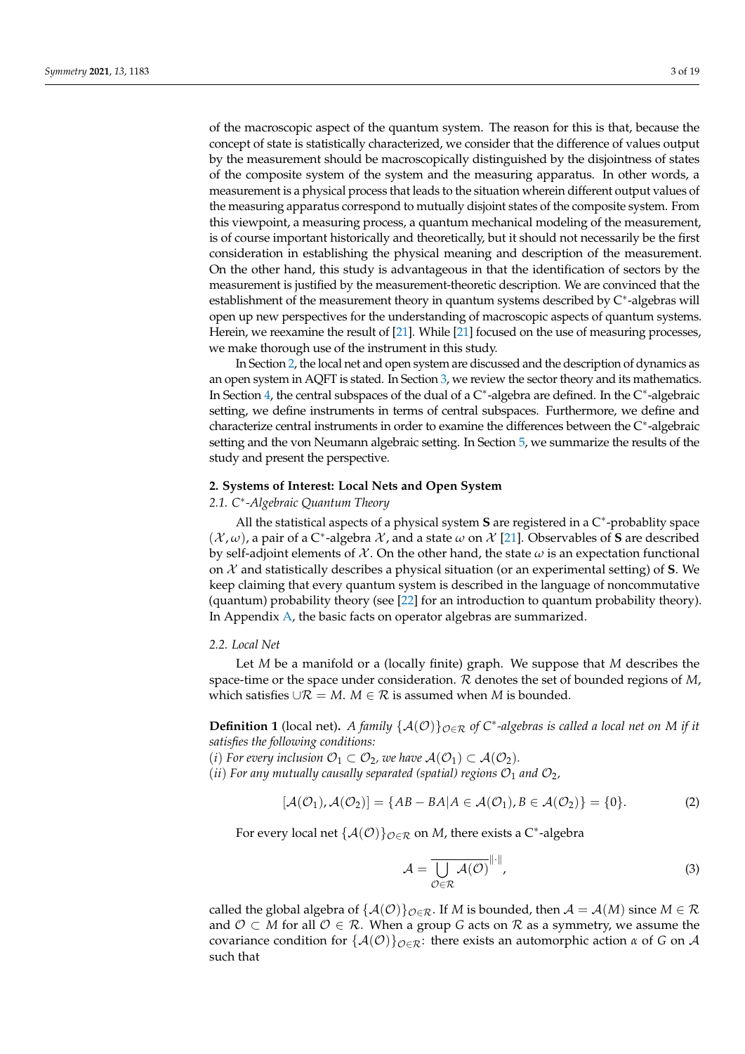of the macroscopic aspect of the quantum system. The reason for this is that, because the concept of state is statistically characterized, we consider that the difference of values output by the measurement should be macroscopically distinguished by the disjointness of states of the composite system of the system and the measuring apparatus. In other words, a measurement is a physical process that leads to the situation wherein different output values of the measuring apparatus correspond to mutually disjoint states of the composite system. From this viewpoint, a measuring process, a quantum mechanical modeling of the measurement, is of course important historically and theoretically, but it should not necessarily be the first consideration in establishing the physical meaning and description of the measurement. On the other hand, this study is advantageous in that the identification of sectors by the measurement is justified by the measurement-theoretic description. We are convinced that the establishment of the measurement theory in quantum systems described by C$^*$-algebras will open up new perspectives for the understanding of macroscopic aspects of quantum systems. Herein, we reexamine the result of [21]. While [21] focused on the use of measuring processes, we make thorough use of the instrument in this study.

In Section 2, the local net and open system are discussed and the description of dynamics as an open system in AQFT is stated. In Section 3, we review the sector theory and its mathematics. In Section 4, the central subspaces of the dual of a C$^*$-algebra are defined. In the C$^*$-algebraic setting, we define instruments in terms of central subspaces. Furthermore, we define and characterize central instruments in order to examine the differences between the C$^*$-algebraic setting and the von Neumann algebraic setting. In Section 5, we summarize the results of the study and present the perspective.

## 2. Systems of Interest: Local Nets and Open System

### 2.1. C$^*$-Algebraic Quantum Theory

All the statistical aspects of a physical system **S** are registered in a C$^*$-probablity space $(\mathcal{X}, \omega)$, a pair of a C$^*$-algebra $\mathcal{X}$, and a state $\omega$ on $\mathcal{X}$ [21]. Observables of **S** are described by self-adjoint elements of $\mathcal{X}$. On the other hand, the state $\omega$ is an expectation functional on $\mathcal{X}$ and statistically describes a physical situation (or an experimental setting) of **S**. We keep claiming that every quantum system is described in the language of noncommutative (quantum) probability theory (see [22] for an introduction to quantum probability theory). In Appendix A, the basic facts on operator algebras are summarized.

### 2.2. Local Net

Let $M$ be a manifold or a (locally finite) graph. We suppose that $M$ describes the space-time or the space under consideration. $\mathcal{R}$ denotes the set of bounded regions of $M$, which satisfies $\cup\mathcal{R} = M$. $M \in \mathcal{R}$ is assumed when $M$ is bounded.

**Definition 1** (local net). *A family $\{\mathcal{A}(\mathcal{O})\}_{\mathcal{O}\in\mathcal{R}}$ of C$^*$-algebras is called a local net on $M$ if it satisfies the following conditions:*
*(i) For every inclusion $\mathcal{O}_1 \subset \mathcal{O}_2$, we have $\mathcal{A}(\mathcal{O}_1) \subset \mathcal{A}(\mathcal{O}_2)$.*
*(ii) For any mutually causally separated (spatial) regions $\mathcal{O}_1$ and $\mathcal{O}_2$,*

$$[\mathcal{A}(\mathcal{O}_1), \mathcal{A}(\mathcal{O}_2)] = \{AB - BA | A \in \mathcal{A}(\mathcal{O}_1), B \in \mathcal{A}(\mathcal{O}_2)\} = \{0\}. \tag{2}$$

For every local net $\{\mathcal{A}(\mathcal{O})\}_{\mathcal{O}\in\mathcal{R}}$ on $M$, there exists a C$^*$-algebra

$$\mathcal{A} = \overline{\bigcup_{\mathcal{O}\in\mathcal{R}} \mathcal{A}(\mathcal{O})}^{\|\cdot\|}, \tag{3}$$

called the global algebra of $\{\mathcal{A}(\mathcal{O})\}_{\mathcal{O}\in\mathcal{R}}$. If $M$ is bounded, then $\mathcal{A} = \mathcal{A}(M)$ since $M \in \mathcal{R}$ and $\mathcal{O} \subset M$ for all $\mathcal{O} \in \mathcal{R}$. When a group $G$ acts on $\mathcal{R}$ as a symmetry, we assume the covariance condition for $\{\mathcal{A}(\mathcal{O})\}_{\mathcal{O}\in\mathcal{R}}$: there exists an automorphic action $\alpha$ of $G$ on $\mathcal{A}$ such that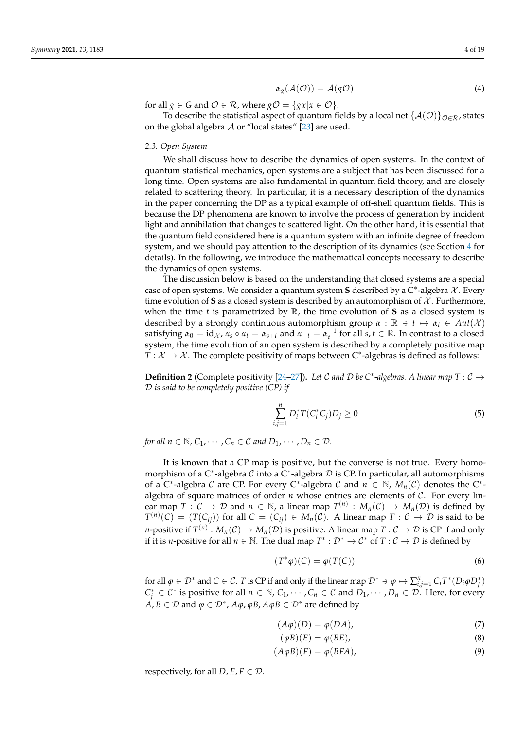$$\alpha_g(\mathcal{A}(\mathcal{O})) = \mathcal{A}(g\mathcal{O}) \tag{4}$$

for all $g \in G$ and $\mathcal{O} \in \mathcal{R}$, where $g\mathcal{O} = \{gx | x \in \mathcal{O}\}$.

To describe the statistical aspect of quantum fields by a local net $\{\mathcal{A}(\mathcal{O})\}_{\mathcal{O}\in\mathcal{R}}$, states on the global algebra $\mathcal{A}$ or "local states" [23] are used.

### 2.3. Open System

We shall discuss how to describe the dynamics of open systems. In the context of quantum statistical mechanics, open systems are a subject that has been discussed for a long time. Open systems are also fundamental in quantum field theory, and are closely related to scattering theory. In particular, it is a necessary description of the dynamics in the paper concerning the DP as a typical example of off-shell quantum fields. This is because the DP phenomena are known to involve the process of generation by incident light and annihilation that changes to scattered light. On the other hand, it is essential that the quantum field considered here is a quantum system with an infinite degree of freedom system, and we should pay attention to the description of its dynamics (see Section 4 for details). In the following, we introduce the mathematical concepts necessary to describe the dynamics of open systems.

The discussion below is based on the understanding that closed systems are a special case of open systems. We consider a quantum system **S** described by a C$^*$-algebra $\mathcal{X}$. Every time evolution of **S** as a closed system is described by an automorphism of $\mathcal{X}$. Furthermore, when the time $t$ is parametrized by $\mathbb{R}$, the time evolution of **S** as a closed system is described by a strongly continuous automorphism group $\alpha : \mathbb{R} \ni t \mapsto \alpha_t \in Aut(\mathcal{X})$ satisfying $\alpha_0 = \mathrm{id}_{\mathcal{X}}$, $\alpha_s \circ \alpha_t = \alpha_{s+t}$ and $\alpha_{-t} = \alpha_t^{-1}$ for all $s, t \in \mathbb{R}$. In contrast to a closed system, the time evolution of an open system is described by a completely positive map $T : \mathcal{X} \to \mathcal{X}$. The complete positivity of maps between C$^*$-algebras is defined as follows:

**Definition 2** (Complete positivity [24–27])**.** *Let $\mathcal{C}$ and $\mathcal{D}$ be C$^*$-algebras. A linear map $T : \mathcal{C} \to \mathcal{D}$ is said to be completely positive (CP) if*

$$\sum_{i,j=1}^{n} D_i^* T(C_i^* C_j) D_j \geq 0 \tag{5}$$

*for all $n \in \mathbb{N}$, $C_1, \cdots, C_n \in \mathcal{C}$ and $D_1, \cdots, D_n \in \mathcal{D}$.*

It is known that a CP map is positive, but the converse is not true. Every homomorphism of a C$^*$-algebra $\mathcal{C}$ into a C$^*$-algebra $\mathcal{D}$ is CP. In particular, all automorphisms of a C$^*$-algebra $\mathcal{C}$ are CP. For every C$^*$-algebra $\mathcal{C}$ and $n \in \mathbb{N}$, $M_n(\mathcal{C})$ denotes the C$^*$-algebra of square matrices of order $n$ whose entries are elements of $\mathcal{C}$. For every linear map $T : \mathcal{C} \to \mathcal{D}$ and $n \in \mathbb{N}$, a linear map $T^{(n)} : M_n(\mathcal{C}) \to M_n(\mathcal{D})$ is defined by $T^{(n)}(C) = (T(C_{ij}))$ for all $C = (C_{ij}) \in M_n(\mathcal{C})$. A linear map $T : \mathcal{C} \to \mathcal{D}$ is said to be $n$-positive if $T^{(n)} : M_n(\mathcal{C}) \to M_n(\mathcal{D})$ is positive. A linear map $T : \mathcal{C} \to \mathcal{D}$ is CP if and only if it is $n$-positive for all $n \in \mathbb{N}$. The dual map $T^* : \mathcal{D}^* \to \mathcal{C}^*$ of $T : \mathcal{C} \to \mathcal{D}$ is defined by

$$(T^*\varphi)(C) = \varphi(T(C)) \tag{6}$$

for all $\varphi \in \mathcal{D}^*$ and $C \in \mathcal{C}$. $T$ is CP if and only if the linear map $\mathcal{D}^* \ni \varphi \mapsto \sum_{i,j=1}^{n} C_i T^*(D_i \varphi D_j^*) C_j^* \in \mathcal{C}^*$ is positive for all $n \in \mathbb{N}$, $C_1, \cdots, C_n \in \mathcal{C}$ and $D_1, \cdots, D_n \in \mathcal{D}$. Here, for every $A, B \in \mathcal{D}$ and $\varphi \in \mathcal{D}^*$, $A\varphi, \varphi B, A\varphi B \in \mathcal{D}^*$ are defined by

$$(A\varphi)(D) = \varphi(DA), \tag{7}$$

$$(\varphi B)(E) = \varphi(BE), \tag{8}$$

$$(A\varphi B)(F) = \varphi(BFA), \tag{9}$$

respectively, for all $D, E, F \in \mathcal{D}$.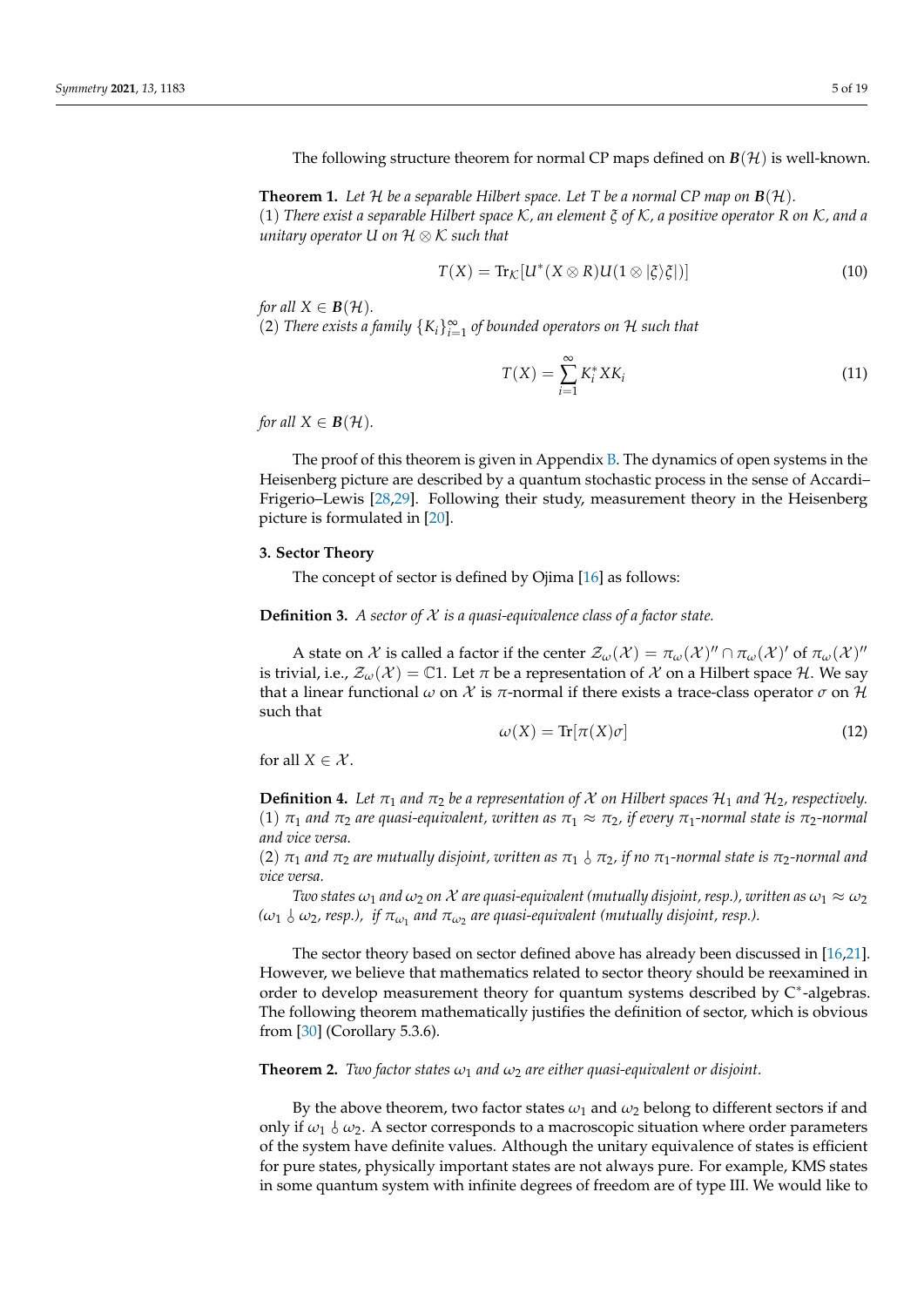The following structure theorem for normal CP maps defined on $\boldsymbol{B}(\mathcal{H})$ is well-known.

**Theorem 1.** *Let $\mathcal{H}$ be a separable Hilbert space. Let $T$ be a normal CP map on $\boldsymbol{B}(\mathcal{H})$.*
*(1) There exist a separable Hilbert space $\mathcal{K}$, an element $\xi$ of $\mathcal{K}$, a positive operator $R$ on $\mathcal{K}$, and a unitary operator $U$ on $\mathcal{H} \otimes \mathcal{K}$ such that*

$$T(X) = \mathrm{Tr}_{\mathcal{K}}[U^*(X \otimes R)U(1 \otimes |\xi\rangle\langle\xi|)] \tag{10}$$

*for all $X \in \boldsymbol{B}(\mathcal{H})$.*
*(2) There exists a family $\{K_i\}_{i=1}^{\infty}$ of bounded operators on $\mathcal{H}$ such that*

$$T(X) = \sum_{i=1}^{\infty} K_i^* X K_i \tag{11}$$

*for all $X \in \boldsymbol{B}(\mathcal{H})$.*

The proof of this theorem is given in Appendix B. The dynamics of open systems in the Heisenberg picture are described by a quantum stochastic process in the sense of Accardi–Frigerio–Lewis [28,29]. Following their study, measurement theory in the Heisenberg picture is formulated in [20].

## 3. Sector Theory

The concept of sector is defined by Ojima [16] as follows:

**Definition 3.** *A sector of $\mathcal{X}$ is a quasi-equivalence class of a factor state.*

A state on $\mathcal{X}$ is called a factor if the center $\mathcal{Z}_\omega(\mathcal{X}) = \pi_\omega(\mathcal{X})'' \cap \pi_\omega(\mathcal{X})'$ of $\pi_\omega(\mathcal{X})''$ is trivial, i.e., $\mathcal{Z}_\omega(\mathcal{X}) = \mathbb{C}1$. Let $\pi$ be a representation of $\mathcal{X}$ on a Hilbert space $\mathcal{H}$. We say that a linear functional $\omega$ on $\mathcal{X}$ is $\pi$-normal if there exists a trace-class operator $\sigma$ on $\mathcal{H}$ such that

$$\omega(X) = \mathrm{Tr}[\pi(X)\sigma] \tag{12}$$

for all $X \in \mathcal{X}$.

**Definition 4.** *Let $\pi_1$ and $\pi_2$ be a representation of $\mathcal{X}$ on Hilbert spaces $\mathcal{H}_1$ and $\mathcal{H}_2$, respectively.*
*(1) $\pi_1$ and $\pi_2$ are quasi-equivalent, written as $\pi_1 \approx \pi_2$, if every $\pi_1$-normal state is $\pi_2$-normal and vice versa.*
*(2) $\pi_1$ and $\pi_2$ are mutually disjoint, written as $\pi_1 \between \pi_2$, if no $\pi_1$-normal state is $\pi_2$-normal and vice versa.*

*Two states $\omega_1$ and $\omega_2$ on $\mathcal{X}$ are quasi-equivalent (mutually disjoint, resp.), written as $\omega_1 \approx \omega_2$ ($\omega_1 \between \omega_2$, resp.), if $\pi_{\omega_1}$ and $\pi_{\omega_2}$ are quasi-equivalent (mutually disjoint, resp.).*

The sector theory based on sector defined above has already been discussed in [16,21]. However, we believe that mathematics related to sector theory should be reexamined in order to develop measurement theory for quantum systems described by C*-algebras. The following theorem mathematically justifies the definition of sector, which is obvious from [30] (Corollary 5.3.6).

**Theorem 2.** *Two factor states $\omega_1$ and $\omega_2$ are either quasi-equivalent or disjoint.*

By the above theorem, two factor states $\omega_1$ and $\omega_2$ belong to different sectors if and only if $\omega_1 \between \omega_2$. A sector corresponds to a macroscopic situation where order parameters of the system have definite values. Although the unitary equivalence of states is efficient for pure states, physically important states are not always pure. For example, KMS states in some quantum system with infinite degrees of freedom are of type III. We would like to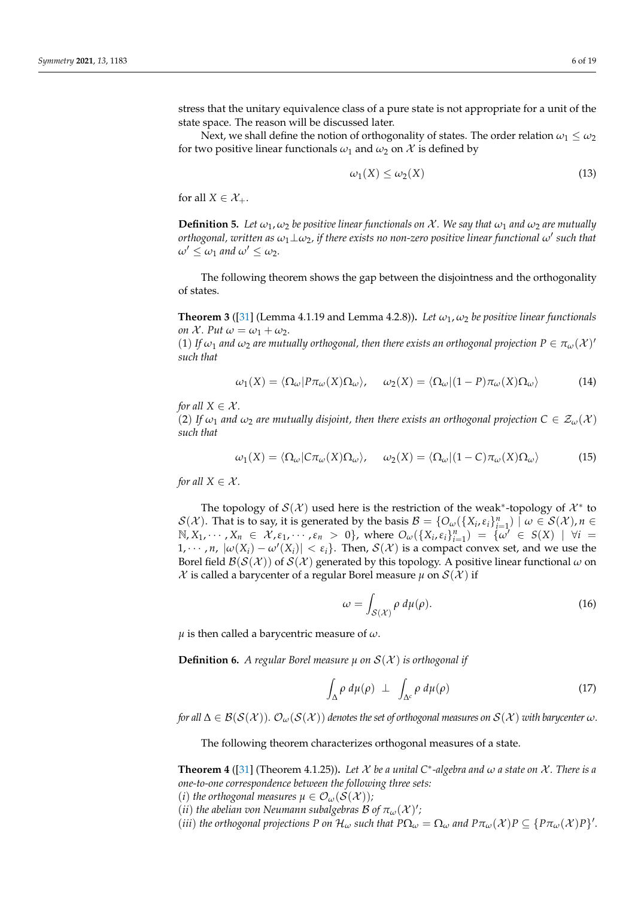stress that the unitary equivalence class of a pure state is not appropriate for a unit of the state space. The reason will be discussed later.

Next, we shall define the notion of orthogonality of states. The order relation $\omega_1 \leq \omega_2$ for two positive linear functionals $\omega_1$ and $\omega_2$ on $\mathcal{X}$ is defined by

$$\omega_1(X) \leq \omega_2(X) \tag{13}$$

for all $X \in \mathcal{X}_+$.

**Definition 5.** *Let $\omega_1, \omega_2$ be positive linear functionals on $\mathcal{X}$. We say that $\omega_1$ and $\omega_2$ are mutually orthogonal, written as $\omega_1 \perp \omega_2$, if there exists no non-zero positive linear functional $\omega'$ such that $\omega' \leq \omega_1$ and $\omega' \leq \omega_2$.*

The following theorem shows the gap between the disjointness and the orthogonality of states.

**Theorem 3** ([31] (Lemma 4.1.19 and Lemma 4.2.8))**.** *Let $\omega_1, \omega_2$ be positive linear functionals on $\mathcal{X}$. Put $\omega = \omega_1 + \omega_2$.*
*(1) If $\omega_1$ and $\omega_2$ are mutually orthogonal, then there exists an orthogonal projection $P \in \pi_\omega(\mathcal{X})'$ such that*

$$\omega_1(X) = \langle \Omega_\omega | P \pi_\omega(X) \Omega_\omega \rangle, \quad \omega_2(X) = \langle \Omega_\omega | (1 - P) \pi_\omega(X) \Omega_\omega \rangle \tag{14}$$

*for all $X \in \mathcal{X}$.*
*(2) If $\omega_1$ and $\omega_2$ are mutually disjoint, then there exists an orthogonal projection $C \in \mathcal{Z}_\omega(\mathcal{X})$ such that*

$$\omega_1(X) = \langle \Omega_\omega | C \pi_\omega(X) \Omega_\omega \rangle, \quad \omega_2(X) = \langle \Omega_\omega | (1 - C) \pi_\omega(X) \Omega_\omega \rangle \tag{15}$$

*for all $X \in \mathcal{X}$.*

The topology of $\mathcal{S}(\mathcal{X})$ used here is the restriction of the weak$^*$-topology of $\mathcal{X}^*$ to $\mathcal{S}(\mathcal{X})$. That is to say, it is generated by the basis $\mathcal{B} = \{O_\omega(\{X_i, \varepsilon_i\}_{i=1}^n) \mid \omega \in \mathcal{S}(\mathcal{X}), n \in \mathbb{N}, X_1, \cdots, X_n \in \mathcal{X}, \varepsilon_1, \cdots, \varepsilon_n > 0\}$, where $O_\omega(\{X_i, \varepsilon_i\}_{i=1}^n) = \{\omega' \in S(X) \mid \forall i = 1, \cdots, n,\ |\omega(X_i) - \omega'(X_i)| < \varepsilon_i\}$. Then, $\mathcal{S}(\mathcal{X})$ is a compact convex set, and we use the Borel field $\mathcal{B}(\mathcal{S}(\mathcal{X}))$ of $\mathcal{S}(\mathcal{X})$ generated by this topology. A positive linear functional $\omega$ on $\mathcal{X}$ is called a barycenter of a regular Borel measure $\mu$ on $\mathcal{S}(\mathcal{X})$ if

$$\omega = \int_{\mathcal{S}(\mathcal{X})} \rho \, d\mu(\rho). \tag{16}$$

$\mu$ is then called a barycentric measure of $\omega$.

**Definition 6.** *A regular Borel measure $\mu$ on $\mathcal{S}(\mathcal{X})$ is orthogonal if*

$$\int_\Delta \rho \, d\mu(\rho) \ \perp \ \int_{\Delta^c} \rho \, d\mu(\rho) \tag{17}$$

*for all $\Delta \in \mathcal{B}(\mathcal{S}(\mathcal{X}))$. $\mathcal{O}_\omega(\mathcal{S}(\mathcal{X}))$ denotes the set of orthogonal measures on $\mathcal{S}(\mathcal{X})$ with barycenter $\omega$.*

The following theorem characterizes orthogonal measures of a state.

**Theorem 4** ([31] (Theorem 4.1.25))**.** *Let $\mathcal{X}$ be a unital $C^*$-algebra and $\omega$ a state on $\mathcal{X}$. There is a one-to-one correspondence between the following three sets:*
*(i) the orthogonal measures $\mu \in \mathcal{O}_\omega(\mathcal{S}(\mathcal{X}))$;*
*(ii) the abelian von Neumann subalgebras $\mathcal{B}$ of $\pi_\omega(\mathcal{X})'$;*
*(iii) the orthogonal projections $P$ on $\mathcal{H}_\omega$ such that $P\Omega_\omega = \Omega_\omega$ and $P\pi_\omega(\mathcal{X})P \subseteq \{P\pi_\omega(\mathcal{X})P\}'$.*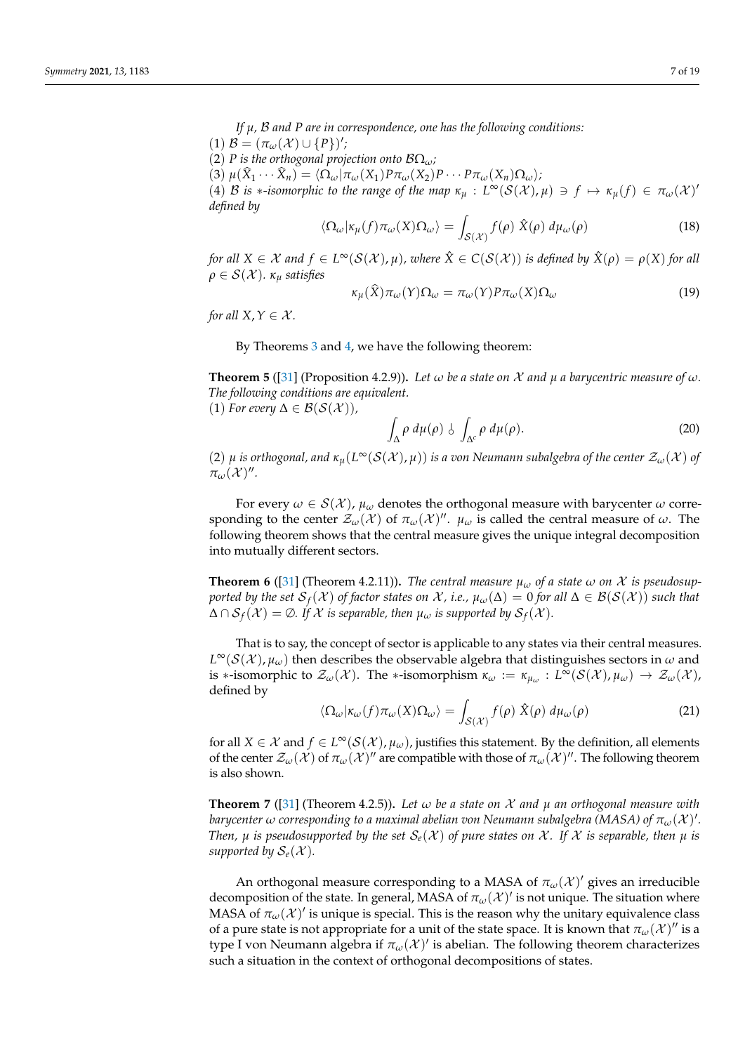*If $\mu$, $\mathcal{B}$ and $P$ are in correspondence, one has the following conditions:*

(1) $\mathcal{B} = (\pi_\omega(\mathcal{X}) \cup \{P\})'$;

(2) *$P$ is the orthogonal projection onto $\mathcal{B}\Omega_\omega$;*

(3) $\mu(\widehat{X}_1 \cdots \widehat{X}_n) = \langle \Omega_\omega | \pi_\omega(X_1) P \pi_\omega(X_2) P \cdots P \pi_\omega(X_n) \Omega_\omega \rangle$;

(4) *$\mathcal{B}$ is $*$-isomorphic to the range of the map $\kappa_\mu : L^\infty(\mathcal{S}(\mathcal{X}), \mu) \ni f \mapsto \kappa_\mu(f) \in \pi_\omega(\mathcal{X})'$ defined by*

$$\langle \Omega_\omega | \kappa_\mu(f) \pi_\omega(X) \Omega_\omega \rangle = \int_{\mathcal{S}(\mathcal{X})} f(\rho) \; \hat{X}(\rho) \; d\mu_\omega(\rho) \tag{18}$$

*for all $X \in \mathcal{X}$ and $f \in L^\infty(\mathcal{S}(\mathcal{X}), \mu)$, where $\hat{X} \in C(\mathcal{S}(\mathcal{X}))$ is defined by $\hat{X}(\rho) = \rho(X)$ for all $\rho \in \mathcal{S}(\mathcal{X})$. $\kappa_\mu$ satisfies*

$$\kappa_\mu(\widehat{X}) \pi_\omega(Y) \Omega_\omega = \pi_\omega(Y) P \pi_\omega(X) \Omega_\omega \tag{19}$$

*for all $X, Y \in \mathcal{X}$.*

By Theorems 3 and 4, we have the following theorem:

**Theorem 5** ([31] (Proposition 4.2.9))**.** *Let $\omega$ be a state on $\mathcal{X}$ and $\mu$ a barycentric measure of $\omega$. The following conditions are equivalent.*

(1) *For every $\Delta \in \mathcal{B}(\mathcal{S}(\mathcal{X}))$,*

$$\int_\Delta \rho \; d\mu(\rho) \perp \int_{\Delta^c} \rho \; d\mu(\rho). \tag{20}$$

(2) *$\mu$ is orthogonal, and $\kappa_\mu(L^\infty(\mathcal{S}(\mathcal{X}), \mu))$ is a von Neumann subalgebra of the center $\mathcal{Z}_\omega(\mathcal{X})$ of $\pi_\omega(\mathcal{X})''$.*

For every $\omega \in \mathcal{S}(\mathcal{X})$, $\mu_\omega$ denotes the orthogonal measure with barycenter $\omega$ corresponding to the center $\mathcal{Z}_\omega(\mathcal{X})$ of $\pi_\omega(\mathcal{X})''$. $\mu_\omega$ is called the central measure of $\omega$. The following theorem shows that the central measure gives the unique integral decomposition into mutually different sectors.

**Theorem 6** ([31] (Theorem 4.2.11))**.** *The central measure $\mu_\omega$ of a state $\omega$ on $\mathcal{X}$ is pseudosupported by the set $\mathcal{S}_f(\mathcal{X})$ of factor states on $\mathcal{X}$, i.e., $\mu_\omega(\Delta) = 0$ for all $\Delta \in \mathcal{B}(\mathcal{S}(\mathcal{X}))$ such that $\Delta \cap \mathcal{S}_f(\mathcal{X}) = \emptyset$. If $\mathcal{X}$ is separable, then $\mu_\omega$ is supported by $\mathcal{S}_f(\mathcal{X})$.*

That is to say, the concept of sector is applicable to any states via their central measures. $L^\infty(\mathcal{S}(\mathcal{X}), \mu_\omega)$ then describes the observable algebra that distinguishes sectors in $\omega$ and is $*$-isomorphic to $\mathcal{Z}_\omega(\mathcal{X})$. The $*$-isomorphism $\kappa_\omega := \kappa_{\mu_\omega} : L^\infty(\mathcal{S}(\mathcal{X}), \mu_\omega) \to \mathcal{Z}_\omega(\mathcal{X})$, defined by

$$\langle \Omega_\omega | \kappa_\omega(f) \pi_\omega(X) \Omega_\omega \rangle = \int_{\mathcal{S}(\mathcal{X})} f(\rho) \; \hat{X}(\rho) \; d\mu_\omega(\rho) \tag{21}$$

for all $X \in \mathcal{X}$ and $f \in L^\infty(\mathcal{S}(\mathcal{X}), \mu_\omega)$, justifies this statement. By the definition, all elements of the center $\mathcal{Z}_\omega(\mathcal{X})$ of $\pi_\omega(\mathcal{X})''$ are compatible with those of $\pi_\omega(\mathcal{X})''$. The following theorem is also shown.

**Theorem 7** ([31] (Theorem 4.2.5))**.** *Let $\omega$ be a state on $\mathcal{X}$ and $\mu$ an orthogonal measure with barycenter $\omega$ corresponding to a maximal abelian von Neumann subalgebra (MASA) of $\pi_\omega(\mathcal{X})'$. Then, $\mu$ is pseudosupported by the set $\mathcal{S}_e(\mathcal{X})$ of pure states on $\mathcal{X}$. If $\mathcal{X}$ is separable, then $\mu$ is supported by $\mathcal{S}_e(\mathcal{X})$.*

An orthogonal measure corresponding to a MASA of $\pi_\omega(\mathcal{X})'$ gives an irreducible decomposition of the state. In general, MASA of $\pi_\omega(\mathcal{X})'$ is not unique. The situation where MASA of $\pi_\omega(\mathcal{X})'$ is unique is special. This is the reason why the unitary equivalence class of a pure state is not appropriate for a unit of the state space. It is known that $\pi_\omega(\mathcal{X})''$ is a type I von Neumann algebra if $\pi_\omega(\mathcal{X})'$ is abelian. The following theorem characterizes such a situation in the context of orthogonal decompositions of states.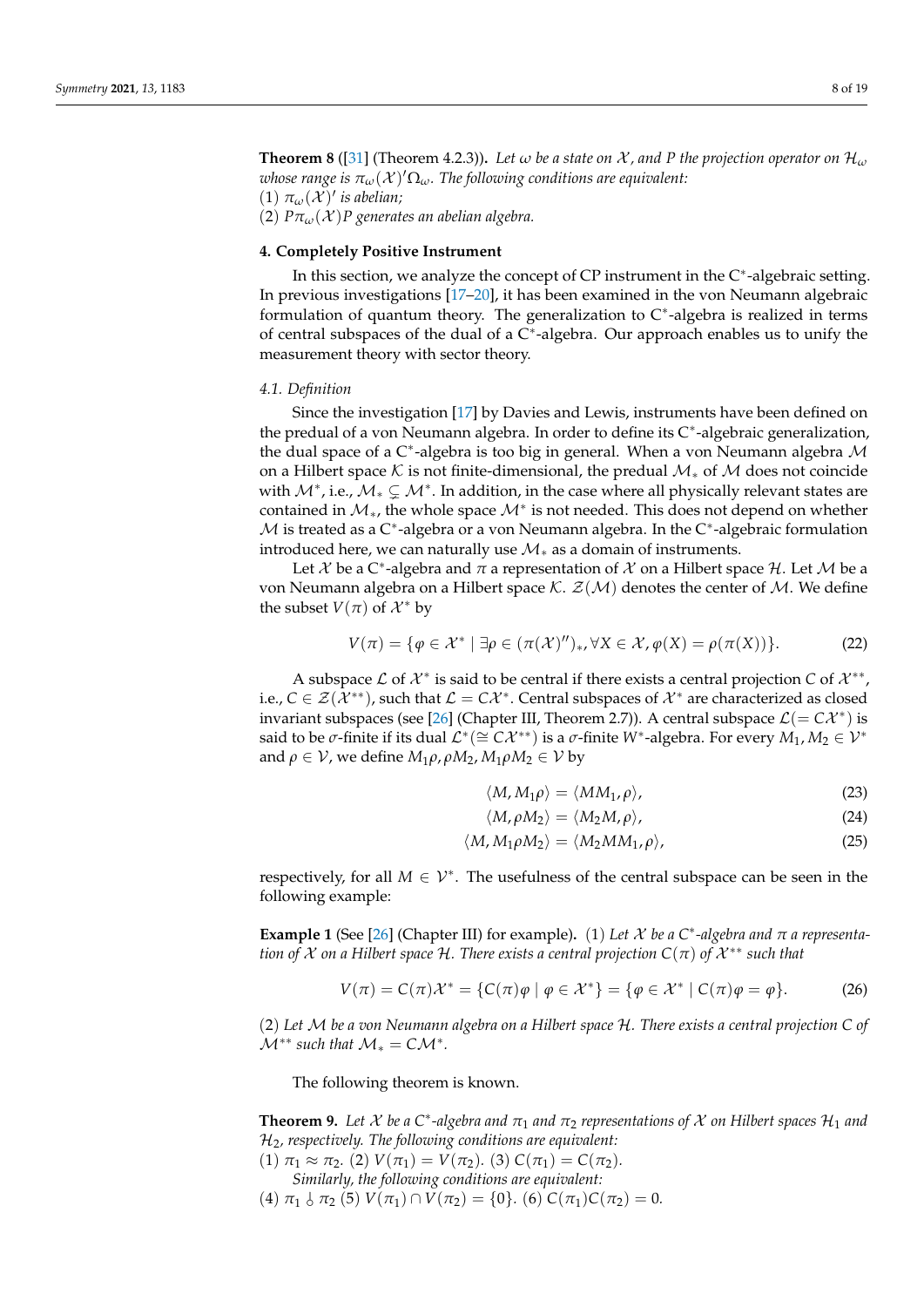**Theorem 8** ([31] (Theorem 4.2.3))**.** *Let $\omega$ be a state on $\mathcal{X}$, and $P$ the projection operator on $\mathcal{H}_\omega$ whose range is $\pi_\omega(\mathcal{X})'\Omega_\omega$. The following conditions are equivalent:*
(1) *$\pi_\omega(\mathcal{X})'$ is abelian;*
(2) *$P\pi_\omega(\mathcal{X})P$ generates an abelian algebra.*

## 4. Completely Positive Instrument

In this section, we analyze the concept of CP instrument in the C$^*$-algebraic setting. In previous investigations [17–20], it has been examined in the von Neumann algebraic formulation of quantum theory. The generalization to C$^*$-algebra is realized in terms of central subspaces of the dual of a C$^*$-algebra. Our approach enables us to unify the measurement theory with sector theory.

### 4.1. Definition

Since the investigation [17] by Davies and Lewis, instruments have been defined on the predual of a von Neumann algebra. In order to define its C$^*$-algebraic generalization, the dual space of a C$^*$-algebra is too big in general. When a von Neumann algebra $\mathcal{M}$ on a Hilbert space $\mathcal{K}$ is not finite-dimensional, the predual $\mathcal{M}_*$ of $\mathcal{M}$ does not coincide with $\mathcal{M}^*$, i.e., $\mathcal{M}_* \subsetneq \mathcal{M}^*$. In addition, in the case where all physically relevant states are contained in $\mathcal{M}_*$, the whole space $\mathcal{M}^*$ is not needed. This does not depend on whether $\mathcal{M}$ is treated as a C$^*$-algebra or a von Neumann algebra. In the C$^*$-algebraic formulation introduced here, we can naturally use $\mathcal{M}_*$ as a domain of instruments.

Let $\mathcal{X}$ be a C$^*$-algebra and $\pi$ a representation of $\mathcal{X}$ on a Hilbert space $\mathcal{H}$. Let $\mathcal{M}$ be a von Neumann algebra on a Hilbert space $\mathcal{K}$. $\mathcal{Z}(\mathcal{M})$ denotes the center of $\mathcal{M}$. We define the subset $V(\pi)$ of $\mathcal{X}^*$ by

$$V(\pi) = \{\varphi \in \mathcal{X}^* \mid \exists \rho \in (\pi(\mathcal{X})'')_*, \forall X \in \mathcal{X}, \varphi(X) = \rho(\pi(X))\}. \tag{22}$$

A subspace $\mathcal{L}$ of $\mathcal{X}^*$ is said to be central if there exists a central projection $C$ of $\mathcal{X}^{**}$, i.e., $C \in \mathcal{Z}(\mathcal{X}^{**})$, such that $\mathcal{L} = C\mathcal{X}^*$. Central subspaces of $\mathcal{X}^*$ are characterized as closed invariant subspaces (see [26] (Chapter III, Theorem 2.7)). A central subspace $\mathcal{L}(= C\mathcal{X}^*)$ is said to be $\sigma$-finite if its dual $\mathcal{L}^*(\cong C\mathcal{X}^{**})$ is a $\sigma$-finite $W^*$-algebra. For every $M_1, M_2 \in \mathcal{V}^*$ and $\rho \in \mathcal{V}$, we define $M_1\rho, \rho M_2, M_1\rho M_2 \in \mathcal{V}$ by

$$\langle M, M_1\rho \rangle = \langle MM_1, \rho \rangle, \tag{23}$$

$$\langle M, \rho M_2 \rangle = \langle M_2 M, \rho \rangle, \tag{24}$$

$$\langle M, M_1 \rho M_2 \rangle = \langle M_2 M M_1, \rho \rangle, \tag{25}$$

respectively, for all $M \in \mathcal{V}^*$. The usefulness of the central subspace can be seen in the following example:

**Example 1** (See [26] (Chapter III) for example)**.** (1) *Let $\mathcal{X}$ be a C$^*$-algebra and $\pi$ a representation of $\mathcal{X}$ on a Hilbert space $\mathcal{H}$. There exists a central projection $C(\pi)$ of $\mathcal{X}^{**}$ such that*

$$V(\pi) = C(\pi)\mathcal{X}^* = \{C(\pi)\varphi \mid \varphi \in \mathcal{X}^*\} = \{\varphi \in \mathcal{X}^* \mid C(\pi)\varphi = \varphi\}. \tag{26}$$

(2) *Let $\mathcal{M}$ be a von Neumann algebra on a Hilbert space $\mathcal{H}$. There exists a central projection $C$ of $\mathcal{M}^{**}$ such that $\mathcal{M}_* = C\mathcal{M}^*$.*

The following theorem is known.

**Theorem 9.** *Let $\mathcal{X}$ be a C$^*$-algebra and $\pi_1$ and $\pi_2$ representations of $\mathcal{X}$ on Hilbert spaces $\mathcal{H}_1$ and $\mathcal{H}_2$, respectively. The following conditions are equivalent:*
(1) *$\pi_1 \approx \pi_2$.* (2) *$V(\pi_1) = V(\pi_2)$.* (3) *$C(\pi_1) = C(\pi_2)$.*
*Similarly, the following conditions are equivalent:*
(4) *$\pi_1 \,\natural\, \pi_2$* (5) *$V(\pi_1) \cap V(\pi_2) = \{0\}$.* (6) *$C(\pi_1)C(\pi_2) = 0$.*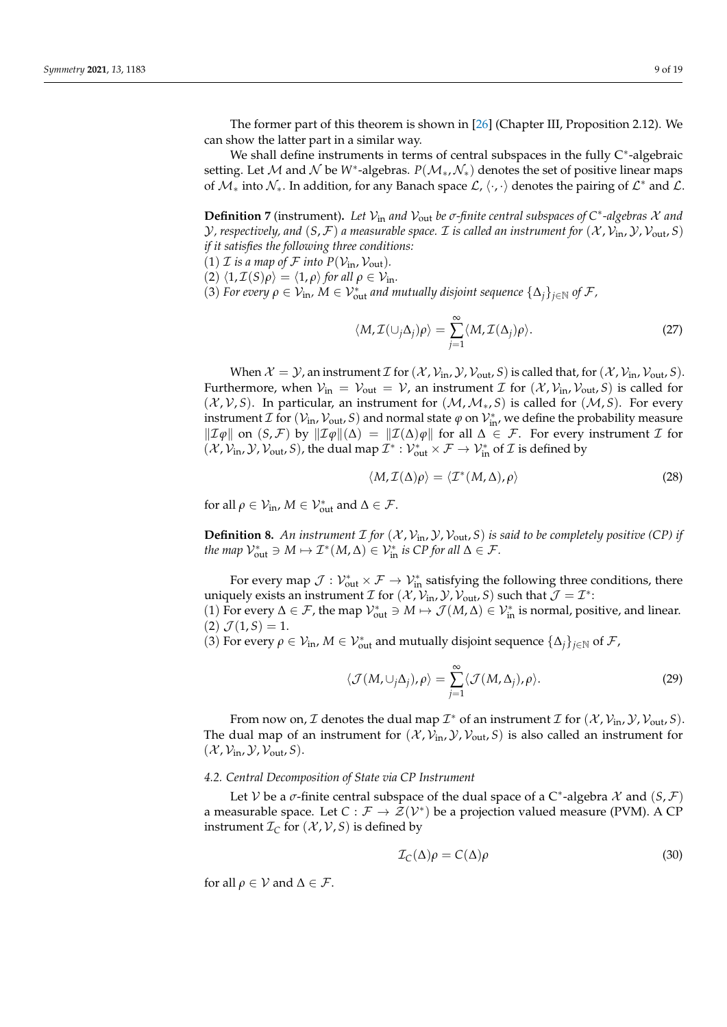The former part of this theorem is shown in [26] (Chapter III, Proposition 2.12). We can show the latter part in a similar way.

We shall define instruments in terms of central subspaces in the fully C$^*$-algebraic setting. Let $\mathcal{M}$ and $\mathcal{N}$ be $W^*$-algebras. $P(\mathcal{M}_*, \mathcal{N}_*)$ denotes the set of positive linear maps of $\mathcal{M}_*$ into $\mathcal{N}_*$. In addition, for any Banach space $\mathcal{L}$, $\langle\cdot,\cdot\rangle$ denotes the pairing of $\mathcal{L}^*$ and $\mathcal{L}$.

**Definition 7** (instrument)**.** *Let $\mathcal{V}_{\rm in}$ and $\mathcal{V}_{\rm out}$ be $\sigma$-finite central subspaces of $C^*$-algebras $\mathcal{X}$ and $\mathcal{Y}$, respectively, and $(S, \mathcal{F})$ a measurable space. $\mathcal{I}$ is called an instrument for $(\mathcal{X}, \mathcal{V}_{\rm in}, \mathcal{Y}, \mathcal{V}_{\rm out}, S)$ if it satisfies the following three conditions:*
*(1) $\mathcal{I}$ is a map of $\mathcal{F}$ into $P(\mathcal{V}_{\rm in}, \mathcal{V}_{\rm out})$.*
*(2) $\langle 1, \mathcal{I}(S)\rho\rangle = \langle 1, \rho\rangle$ for all $\rho \in \mathcal{V}_{\rm in}$.*
*(3) For every $\rho \in \mathcal{V}_{\rm in}$, $M \in \mathcal{V}_{\rm out}^*$ and mutually disjoint sequence $\{\Delta_j\}_{j\in\mathbb{N}}$ of $\mathcal{F}$,*

$$\langle M, \mathcal{I}(\cup_j \Delta_j)\rho\rangle = \sum_{j=1}^{\infty} \langle M, \mathcal{I}(\Delta_j)\rho\rangle. \tag{27}$$

When $\mathcal{X} = \mathcal{Y}$, an instrument $\mathcal{I}$ for $(\mathcal{X}, \mathcal{V}_{\rm in}, \mathcal{Y}, \mathcal{V}_{\rm out}, S)$ is called that, for $(\mathcal{X}, \mathcal{V}_{\rm in}, \mathcal{V}_{\rm out}, S)$. Furthermore, when $\mathcal{V}_{\rm in} = \mathcal{V}_{\rm out} = \mathcal{V}$, an instrument $\mathcal{I}$ for $(\mathcal{X}, \mathcal{V}_{\rm in}, \mathcal{V}_{\rm out}, S)$ is called for $(\mathcal{X}, \mathcal{V}, S)$. In particular, an instrument for $(\mathcal{M}, \mathcal{M}_*, S)$ is called for $(\mathcal{M}, S)$. For every instrument $\mathcal{I}$ for $(\mathcal{V}_{\rm in}, \mathcal{V}_{\rm out}, S)$ and normal state $\varphi$ on $\mathcal{V}_{\rm in}^*$, we define the probability measure $\|\mathcal{I}\varphi\|$ on $(S, \mathcal{F})$ by $\|\mathcal{I}\varphi\|(\Delta) = \|\mathcal{I}(\Delta)\varphi\|$ for all $\Delta \in \mathcal{F}$. For every instrument $\mathcal{I}$ for $(\mathcal{X}, \mathcal{V}_{\rm in}, \mathcal{Y}, \mathcal{V}_{\rm out}, S)$, the dual map $\mathcal{I}^* : \mathcal{V}_{\rm out}^* \times \mathcal{F} \to \mathcal{V}_{\rm in}^*$ of $\mathcal{I}$ is defined by

$$\langle M, \mathcal{I}(\Delta)\rho\rangle = \langle \mathcal{I}^*(M, \Delta), \rho\rangle \tag{28}$$

for all $\rho \in \mathcal{V}_{\rm in}$, $M \in \mathcal{V}_{\rm out}^*$ and $\Delta \in \mathcal{F}$.

**Definition 8.** *An instrument $\mathcal{I}$ for $(\mathcal{X}, \mathcal{V}_{\rm in}, \mathcal{Y}, \mathcal{V}_{\rm out}, S)$ is said to be completely positive (CP) if the map $\mathcal{V}_{\rm out}^* \ni M \mapsto \mathcal{I}^*(M, \Delta) \in \mathcal{V}_{\rm in}^*$ is CP for all $\Delta \in \mathcal{F}$.*

For every map $\mathcal{J} : \mathcal{V}_{\rm out}^* \times \mathcal{F} \to \mathcal{V}_{\rm in}^*$ satisfying the following three conditions, there uniquely exists an instrument $\mathcal{I}$ for $(\mathcal{X}, \mathcal{V}_{\rm in}, \mathcal{Y}, \mathcal{V}_{\rm out}, S)$ such that $\mathcal{J} = \mathcal{I}^*$:
(1) For every $\Delta \in \mathcal{F}$, the map $\mathcal{V}_{\rm out}^* \ni M \mapsto \mathcal{J}(M, \Delta) \in \mathcal{V}_{\rm in}^*$ is normal, positive, and linear.
(2) $\mathcal{J}(1, S) = 1$.
(3) For every $\rho \in \mathcal{V}_{\rm in}$, $M \in \mathcal{V}_{\rm out}^*$ and mutually disjoint sequence $\{\Delta_j\}_{j\in\mathbb{N}}$ of $\mathcal{F}$,

$$\langle \mathcal{J}(M, \cup_j \Delta_j), \rho\rangle = \sum_{j=1}^{\infty} \langle \mathcal{J}(M, \Delta_j), \rho\rangle. \tag{29}$$

From now on, $\mathcal{I}$ denotes the dual map $\mathcal{I}^*$ of an instrument $\mathcal{I}$ for $(\mathcal{X}, \mathcal{V}_{\rm in}, \mathcal{Y}, \mathcal{V}_{\rm out}, S)$. The dual map of an instrument for $(\mathcal{X}, \mathcal{V}_{\rm in}, \mathcal{Y}, \mathcal{V}_{\rm out}, S)$ is also called an instrument for $(\mathcal{X}, \mathcal{V}_{\rm in}, \mathcal{Y}, \mathcal{V}_{\rm out}, S)$.

### 4.2. Central Decomposition of State via CP Instrument

Let $\mathcal{V}$ be a $\sigma$-finite central subspace of the dual space of a C$^*$-algebra $\mathcal{X}$ and $(S, \mathcal{F})$ a measurable space. Let $C : \mathcal{F} \to \mathcal{Z}(\mathcal{V}^*)$ be a projection valued measure (PVM). A CP instrument $\mathcal{I}_C$ for $(\mathcal{X}, \mathcal{V}, S)$ is defined by

$$\mathcal{I}_C(\Delta)\rho = C(\Delta)\rho \tag{30}$$

for all $\rho \in \mathcal{V}$ and $\Delta \in \mathcal{F}$.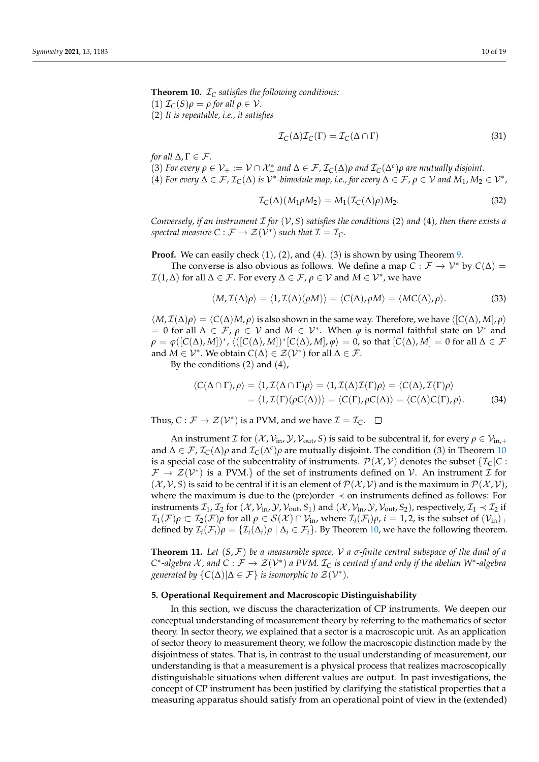**Theorem 10.** *$\mathcal{I}_C$ satisfies the following conditions:*
(1) *$\mathcal{I}_C(S)\rho = \rho$ for all $\rho \in \mathcal{V}$.*
(2) *It is repeatable, i.e., it satisfies*

$$\mathcal{I}_C(\Delta)\mathcal{I}_C(\Gamma) = \mathcal{I}_C(\Delta \cap \Gamma) \tag{31}$$

*for all $\Delta, \Gamma \in \mathcal{F}$.*
(3) *For every $\rho \in \mathcal{V}_+ := \mathcal{V} \cap \mathcal{X}^*_+$ and $\Delta \in \mathcal{F}$, $\mathcal{I}_C(\Delta)\rho$ and $\mathcal{I}_C(\Delta^c)\rho$ are mutually disjoint.*
(4) *For every $\Delta \in \mathcal{F}$, $\mathcal{I}_C(\Delta)$ is $\mathcal{V}^*$-bimodule map, i.e., for every $\Delta \in \mathcal{F}$, $\rho \in \mathcal{V}$ and $M_1, M_2 \in \mathcal{V}^*$,*

$$\mathcal{I}_C(\Delta)(M_1\rho M_2) = M_1(\mathcal{I}_C(\Delta)\rho)M_2. \tag{32}$$

*Conversely, if an instrument $\mathcal{I}$ for $(\mathcal{V}, S)$ satisfies the conditions (2) and (4), then there exists a spectral measure $C : \mathcal{F} \to \mathcal{Z}(\mathcal{V}^*)$ such that $\mathcal{I} = \mathcal{I}_C$.*

**Proof.** We can easily check (1), (2), and (4). (3) is shown by using Theorem 9.

The converse is also obvious as follows. We define a map $C : \mathcal{F} \to \mathcal{V}^*$ by $C(\Delta) = \mathcal{I}(1, \Delta)$ for all $\Delta \in \mathcal{F}$. For every $\Delta \in \mathcal{F}$, $\rho \in \mathcal{V}$ and $M \in \mathcal{V}^*$, we have

$$\langle M, \mathcal{I}(\Delta)\rho\rangle = \langle 1, \mathcal{I}(\Delta)(\rho M)\rangle = \langle C(\Delta), \rho M\rangle = \langle MC(\Delta), \rho\rangle. \tag{33}$$

$\langle M, \mathcal{I}(\Delta)\rho\rangle = \langle C(\Delta)M, \rho\rangle$ is also shown in the same way. Therefore, we have $\langle [C(\Delta), M], \rho\rangle = 0$ for all $\Delta \in \mathcal{F}$, $\rho \in \mathcal{V}$ and $M \in \mathcal{V}^*$. When $\varphi$ is normal faithful state on $\mathcal{V}^*$ and $\rho = \varphi([C(\Delta), M])^*$, $\langle ([C(\Delta), M])^*[C(\Delta), M], \varphi\rangle = 0$, so that $[C(\Delta), M] = 0$ for all $\Delta \in \mathcal{F}$ and $M \in \mathcal{V}^*$. We obtain $C(\Delta) \in \mathcal{Z}(\mathcal{V}^*)$ for all $\Delta \in \mathcal{F}$.

By the conditions (2) and (4),

$$\begin{aligned}\langle C(\Delta \cap \Gamma), \rho\rangle &= \langle 1, \mathcal{I}(\Delta \cap \Gamma)\rho\rangle = \langle 1, \mathcal{I}(\Delta)\mathcal{I}(\Gamma)\rho\rangle = \langle C(\Delta), \mathcal{I}(\Gamma)\rho\rangle \\ &= \langle 1, \mathcal{I}(\Gamma)(\rho C(\Delta))\rangle = \langle C(\Gamma), \rho C(\Delta)\rangle = \langle C(\Delta)C(\Gamma), \rho\rangle.\end{aligned} \tag{34}$$

Thus, $C : \mathcal{F} \to \mathcal{Z}(\mathcal{V}^*)$ is a PVM, and we have $\mathcal{I} = \mathcal{I}_C$. □

An instrument $\mathcal{I}$ for $(\mathcal{X}, \mathcal{V}_{\mathrm{in}}, \mathcal{Y}, \mathcal{V}_{\mathrm{out}}, S)$ is said to be subcentral if, for every $\rho \in \mathcal{V}_{\mathrm{in},+}$ and $\Delta \in \mathcal{F}$, $\mathcal{I}_C(\Delta)\rho$ and $\mathcal{I}_C(\Delta^c)\rho$ are mutually disjoint. The condition (3) in Theorem 10 is a special case of the subcentrality of instruments. $\mathcal{P}(\mathcal{X}, \mathcal{V})$ denotes the subset $\{\mathcal{I}_C | C : \mathcal{F} \to \mathcal{Z}(\mathcal{V}^*)$ is a PVM.$\}$ of the set of instruments defined on $\mathcal{V}$. An instrument $\mathcal{I}$ for $(\mathcal{X}, \mathcal{V}, S)$ is said to be central if it is an element of $\mathcal{P}(\mathcal{X}, \mathcal{V})$ and is the maximum in $\mathcal{P}(\mathcal{X}, \mathcal{V})$, where the maximum is due to the (pre)order $\prec$ on instruments defined as follows: For instruments $\mathcal{I}_1, \mathcal{I}_2$ for $(\mathcal{X}, \mathcal{V}_{\mathrm{in}}, \mathcal{Y}, \mathcal{V}_{\mathrm{out}}, S_1)$ and $(\mathcal{X}, \mathcal{V}_{\mathrm{in}}, \mathcal{Y}, \mathcal{V}_{\mathrm{out}}, S_2)$, respectively, $\mathcal{I}_1 \prec \mathcal{I}_2$ if $\mathcal{I}_1(\mathcal{F})\rho \subset \mathcal{I}_2(\mathcal{F})\rho$ for all $\rho \in \mathcal{S}(\mathcal{X}) \cap \mathcal{V}_{\mathrm{in}}$, where $\mathcal{I}_i(\mathcal{F}_i)\rho$, $i = 1, 2$, is the subset of $(\mathcal{V}_{\mathrm{in}})_+$ defined by $\mathcal{I}_i(\mathcal{F}_i)\rho = \{\mathcal{I}_i(\Delta_i)\rho \mid \Delta_i \in \mathcal{F}_i\}$. By Theorem 10, we have the following theorem.

**Theorem 11.** *Let $(S, \mathcal{F})$ be a measurable space, $\mathcal{V}$ a $\sigma$-finite central subspace of the dual of a $C^*$-algebra $\mathcal{X}$, and $C : \mathcal{F} \to \mathcal{Z}(\mathcal{V}^*)$ a PVM. $\mathcal{I}_C$ is central if and only if the abelian $W^*$-algebra generated by $\{C(\Delta) | \Delta \in \mathcal{F}\}$ is isomorphic to $\mathcal{Z}(\mathcal{V}^*)$.*

## 5. Operational Requirement and Macroscopic Distinguishability

In this section, we discuss the characterization of CP instruments. We deepen our conceptual understanding of measurement theory by referring to the mathematics of sector theory. In sector theory, we explained that a sector is a macroscopic unit. As an application of sector theory to measurement theory, we follow the macroscopic distinction made by the disjointness of states. That is, in contrast to the usual understanding of measurement, our understanding is that a measurement is a physical process that realizes macroscopically distinguishable situations when different values are output. In past investigations, the concept of CP instrument has been justified by clarifying the statistical properties that a measuring apparatus should satisfy from an operational point of view in the (extended)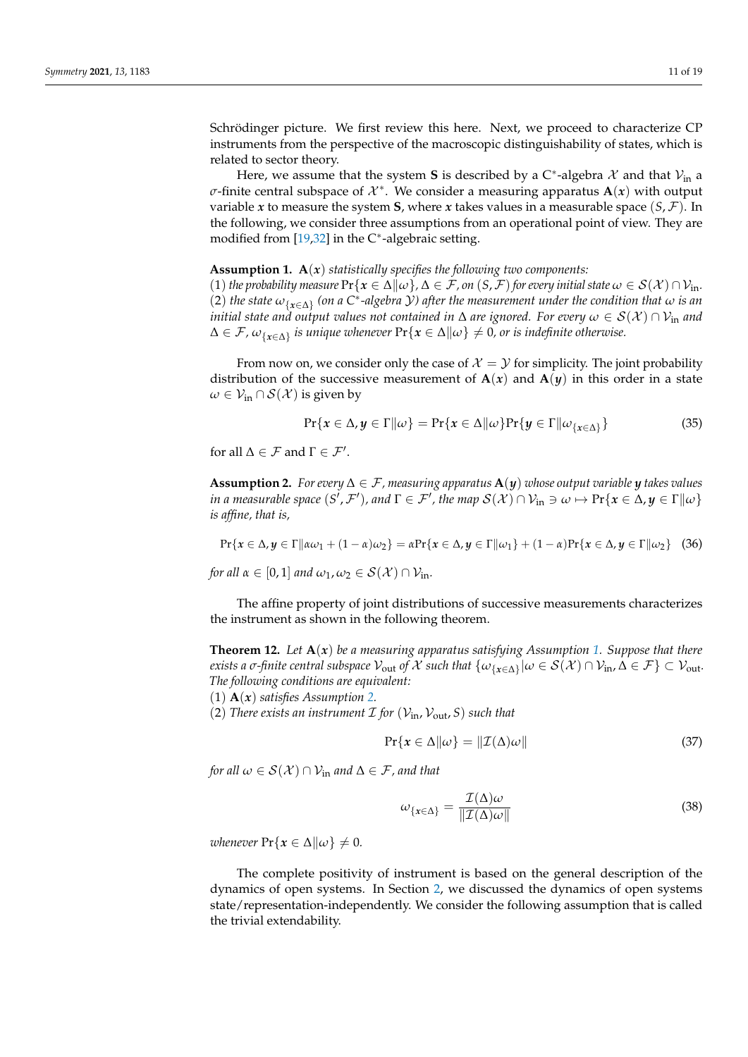Schrödinger picture. We first review this here. Next, we proceed to characterize CP instruments from the perspective of the macroscopic distinguishability of states, which is related to sector theory.

Here, we assume that the system **S** is described by a C$^*$-algebra $\mathcal{X}$ and that $\mathcal{V}_{\rm in}$ a $\sigma$-finite central subspace of $\mathcal{X}^*$. We consider a measuring apparatus $\mathbf{A}(\boldsymbol{x})$ with output variable $\boldsymbol{x}$ to measure the system **S**, where $\boldsymbol{x}$ takes values in a measurable space $(S, \mathcal{F})$. In the following, we consider three assumptions from an operational point of view. They are modified from [19,32] in the C$^*$-algebraic setting.

**Assumption 1.** $\mathbf{A}(\boldsymbol{x})$ *statistically specifies the following two components:*
(1) *the probability measure* $\Pr\{\boldsymbol{x} \in \Delta \| \omega\}$, $\Delta \in \mathcal{F}$, *on* $(S, \mathcal{F})$ *for every initial state* $\omega \in \mathcal{S}(\mathcal{X}) \cap \mathcal{V}_{\rm in}$.
(2) *the state* $\omega_{\{\boldsymbol{x}\in\Delta\}}$ *(on a C$^*$-algebra $\mathcal{Y}$) after the measurement under the condition that $\omega$ is an initial state and output values not contained in $\Delta$ are ignored. For every* $\omega \in \mathcal{S}(\mathcal{X}) \cap \mathcal{V}_{\rm in}$ *and* $\Delta \in \mathcal{F}$, $\omega_{\{\boldsymbol{x}\in\Delta\}}$ *is unique whenever* $\Pr\{\boldsymbol{x} \in \Delta \| \omega\} \neq 0$, *or is indefinite otherwise.*

From now on, we consider only the case of $\mathcal{X} = \mathcal{Y}$ for simplicity. The joint probability distribution of the successive measurement of $\mathbf{A}(\boldsymbol{x})$ and $\mathbf{A}(\boldsymbol{y})$ in this order in a state $\omega \in \mathcal{V}_{\rm in} \cap \mathcal{S}(\mathcal{X})$ is given by

$$\Pr\{\boldsymbol{x} \in \Delta, \boldsymbol{y} \in \Gamma \| \omega\} = \Pr\{\boldsymbol{x} \in \Delta \| \omega\} \Pr\{\boldsymbol{y} \in \Gamma \| \omega_{\{\boldsymbol{x}\in\Delta\}}\} \tag{35}$$

for all $\Delta \in \mathcal{F}$ and $\Gamma \in \mathcal{F}'$.

**Assumption 2.** *For every* $\Delta \in \mathcal{F}$, *measuring apparatus* $\mathbf{A}(\boldsymbol{y})$ *whose output variable* $\boldsymbol{y}$ *takes values in a measurable space* $(S', \mathcal{F}')$, *and* $\Gamma \in \mathcal{F}'$, *the map* $\mathcal{S}(\mathcal{X}) \cap \mathcal{V}_{\rm in} \ni \omega \mapsto \Pr\{\boldsymbol{x} \in \Delta, \boldsymbol{y} \in \Gamma \| \omega\}$ *is affine, that is,*

$$\Pr\{\boldsymbol{x} \in \Delta, \boldsymbol{y} \in \Gamma \| \alpha\omega_1 + (1-\alpha)\omega_2\} = \alpha \Pr\{\boldsymbol{x} \in \Delta, \boldsymbol{y} \in \Gamma \| \omega_1\} + (1-\alpha) \Pr\{\boldsymbol{x} \in \Delta, \boldsymbol{y} \in \Gamma \| \omega_2\} \tag{36}$$

*for all* $\alpha \in [0,1]$ *and* $\omega_1, \omega_2 \in \mathcal{S}(\mathcal{X}) \cap \mathcal{V}_{\rm in}$.

The affine property of joint distributions of successive measurements characterizes the instrument as shown in the following theorem.

**Theorem 12.** *Let* $\mathbf{A}(\boldsymbol{x})$ *be a measuring apparatus satisfying Assumption 1. Suppose that there exists a $\sigma$-finite central subspace $\mathcal{V}_{\rm out}$ of $\mathcal{X}$ such that* $\{\omega_{\{\boldsymbol{x}\in\Delta\}} | \omega \in \mathcal{S}(\mathcal{X}) \cap \mathcal{V}_{\rm in}, \Delta \in \mathcal{F}\} \subset \mathcal{V}_{\rm out}$. *The following conditions are equivalent:*
(1) $\mathbf{A}(\boldsymbol{x})$ *satisfies Assumption 2.*
(2) *There exists an instrument $\mathcal{I}$ for* $(\mathcal{V}_{\rm in}, \mathcal{V}_{\rm out}, S)$ *such that*

$$\Pr\{\boldsymbol{x} \in \Delta \| \omega\} = \|\mathcal{I}(\Delta)\omega\| \tag{37}$$

*for all* $\omega \in \mathcal{S}(\mathcal{X}) \cap \mathcal{V}_{\rm in}$ *and* $\Delta \in \mathcal{F}$, *and that*

$$\omega_{\{\boldsymbol{x}\in\Delta\}} = \frac{\mathcal{I}(\Delta)\omega}{\|\mathcal{I}(\Delta)\omega\|} \tag{38}$$

*whenever* $\Pr\{\boldsymbol{x} \in \Delta \| \omega\} \neq 0$.

The complete positivity of instrument is based on the general description of the dynamics of open systems. In Section 2, we discussed the dynamics of open systems state/representation-independently. We consider the following assumption that is called the trivial extendability.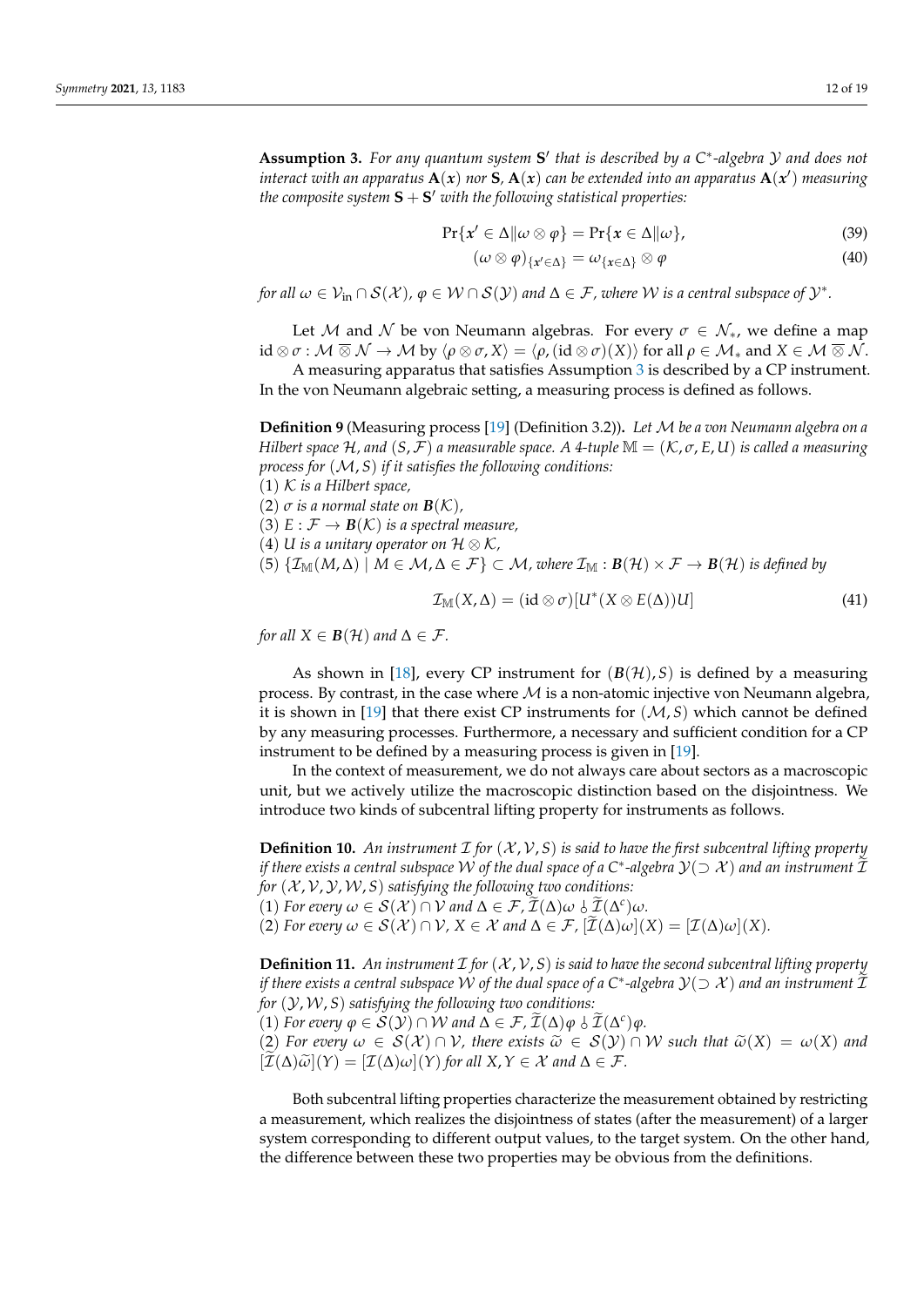**Assumption 3.** *For any quantum system* $\mathbf{S}'$ *that is described by a* $C^*$*-algebra* $\mathcal{Y}$ *and does not interact with an apparatus* $\mathbf{A}(\boldsymbol{x})$ *nor* $\mathbf{S}$*,* $\mathbf{A}(\boldsymbol{x})$ *can be extended into an apparatus* $\mathbf{A}(\boldsymbol{x}')$ *measuring the composite system* $\mathbf{S} + \mathbf{S}'$ *with the following statistical properties:*

$$\Pr\{\boldsymbol{x}' \in \Delta \| \omega \otimes \varphi\} = \Pr\{\boldsymbol{x} \in \Delta \| \omega\}, \tag{39}$$

$$(\omega \otimes \varphi)_{\{\boldsymbol{x}' \in \Delta\}} = \omega_{\{\boldsymbol{x} \in \Delta\}} \otimes \varphi \tag{40}$$

*for all* $\omega \in \mathcal{V}_{\text{in}} \cap \mathcal{S}(\mathcal{X})$*,* $\varphi \in \mathcal{W} \cap \mathcal{S}(\mathcal{Y})$ *and* $\Delta \in \mathcal{F}$*, where* $\mathcal{W}$ *is a central subspace of* $\mathcal{Y}^*$*.*

Let $\mathcal{M}$ and $\mathcal{N}$ be von Neumann algebras. For every $\sigma \in \mathcal{N}_*$, we define a map $\mathrm{id} \otimes \sigma : \mathcal{M} \overline{\otimes} \mathcal{N} \to \mathcal{M}$ by $\langle \rho \otimes \sigma, X \rangle = \langle \rho, (\mathrm{id} \otimes \sigma)(X) \rangle$ for all $\rho \in \mathcal{M}_*$ and $X \in \mathcal{M} \overline{\otimes} \mathcal{N}$.

A measuring apparatus that satisfies Assumption 3 is described by a CP instrument. In the von Neumann algebraic setting, a measuring process is defined as follows.

**Definition 9** (Measuring process [19] (Definition 3.2))**.** *Let* $\mathcal{M}$ *be a von Neumann algebra on a Hilbert space* $\mathcal{H}$*, and* $(S, \mathcal{F})$ *a measurable space. A 4-tuple* $\mathbb{M} = (\mathcal{K}, \sigma, E, U)$ *is called a measuring process for* $(\mathcal{M}, S)$ *if it satisfies the following conditions:*

(1) $\mathcal{K}$ *is a Hilbert space,*

(2) $\sigma$ *is a normal state on* $\boldsymbol{B}(\mathcal{K})$*,*

(3) $E : \mathcal{F} \to \boldsymbol{B}(\mathcal{K})$ *is a spectral measure,*

(4) $U$ *is a unitary operator on* $\mathcal{H} \otimes \mathcal{K}$*,*

(5) $\{\mathcal{I}_{\mathbb{M}}(M, \Delta) \mid M \in \mathcal{M}, \Delta \in \mathcal{F}\} \subset \mathcal{M}$*, where* $\mathcal{I}_{\mathbb{M}} : \boldsymbol{B}(\mathcal{H}) \times \mathcal{F} \to \boldsymbol{B}(\mathcal{H})$ *is defined by*

$$\mathcal{I}_{\mathbb{M}}(X, \Delta) = (\mathrm{id} \otimes \sigma)[U^*(X \otimes E(\Delta))U] \tag{41}$$

*for all* $X \in \boldsymbol{B}(\mathcal{H})$ *and* $\Delta \in \mathcal{F}$*.*

As shown in [18], every CP instrument for $(\boldsymbol{B}(\mathcal{H}), S)$ is defined by a measuring process. By contrast, in the case where $\mathcal{M}$ is a non-atomic injective von Neumann algebra, it is shown in [19] that there exist CP instruments for $(\mathcal{M}, S)$ which cannot be defined by any measuring processes. Furthermore, a necessary and sufficient condition for a CP instrument to be defined by a measuring process is given in [19].

In the context of measurement, we do not always care about sectors as a macroscopic unit, but we actively utilize the macroscopic distinction based on the disjointness. We introduce two kinds of subcentral lifting property for instruments as follows.

**Definition 10.** *An instrument* $\mathcal{I}$ *for* $(\mathcal{X}, \mathcal{V}, S)$ *is said to have the first subcentral lifting property if there exists a central subspace* $\mathcal{W}$ *of the dual space of a* $C^*$*-algebra* $\mathcal{Y}(\supset \mathcal{X})$ *and an instrument* $\widetilde{\mathcal{I}}$ *for* $(\mathcal{X}, \mathcal{V}, \mathcal{Y}, \mathcal{W}, S)$ *satisfying the following two conditions:*

(1) *For every* $\omega \in \mathcal{S}(\mathcal{X}) \cap \mathcal{V}$ *and* $\Delta \in \mathcal{F}$*,* $\widetilde{\mathcal{I}}(\Delta)\omega \,\natural\, \widetilde{\mathcal{I}}(\Delta^c)\omega$*.*

(2) *For every* $\omega \in \mathcal{S}(\mathcal{X}) \cap \mathcal{V}$*,* $X \in \mathcal{X}$ *and* $\Delta \in \mathcal{F}$*,* $[\widetilde{\mathcal{I}}(\Delta)\omega](X) = [\mathcal{I}(\Delta)\omega](X)$*.*

**Definition 11.** *An instrument* $\mathcal{I}$ *for* $(\mathcal{X}, \mathcal{V}, S)$ *is said to have the second subcentral lifting property if there exists a central subspace* $\mathcal{W}$ *of the dual space of a* $C^*$*-algebra* $\mathcal{Y}(\supset \mathcal{X})$ *and an instrument* $\widetilde{\mathcal{I}}$ *for* $(\mathcal{Y}, \mathcal{W}, S)$ *satisfying the following two conditions:*

(1) *For every* $\varphi \in \mathcal{S}(\mathcal{Y}) \cap \mathcal{W}$ *and* $\Delta \in \mathcal{F}$*,* $\widetilde{\mathcal{I}}(\Delta)\varphi \,\natural\, \widetilde{\mathcal{I}}(\Delta^c)\varphi$*.*

(2) *For every* $\omega \in \mathcal{S}(\mathcal{X}) \cap \mathcal{V}$*, there exists* $\widetilde{\omega} \in \mathcal{S}(\mathcal{Y}) \cap \mathcal{W}$ *such that* $\widetilde{\omega}(X) = \omega(X)$ *and* $[\widetilde{\mathcal{I}}(\Delta)\widetilde{\omega}](Y) = [\mathcal{I}(\Delta)\omega](Y)$ *for all* $X, Y \in \mathcal{X}$ *and* $\Delta \in \mathcal{F}$*.*

Both subcentral lifting properties characterize the measurement obtained by restricting a measurement, which realizes the disjointness of states (after the measurement) of a larger system corresponding to different output values, to the target system. On the other hand, the difference between these two properties may be obvious from the definitions.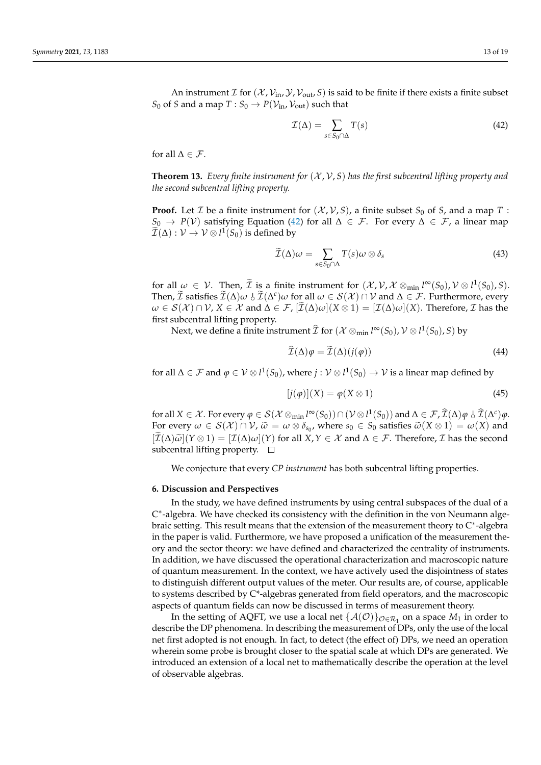An instrument $\mathcal{I}$ for $(\mathcal{X}, \mathcal{V}_{\mathrm{in}}, \mathcal{Y}, \mathcal{V}_{\mathrm{out}}, S)$ is said to be finite if there exists a finite subset $S_0$ of $S$ and a map $T : S_0 \to P(\mathcal{V}_{\mathrm{in}}, \mathcal{V}_{\mathrm{out}})$ such that

$$\mathcal{I}(\Delta) = \sum_{s \in S_0 \cap \Delta} T(s) \tag{42}$$

for all $\Delta \in \mathcal{F}$.

**Theorem 13.** *Every finite instrument for $(\mathcal{X}, \mathcal{V}, S)$ has the first subcentral lifting property and the second subcentral lifting property.*

**Proof.** Let $\mathcal{I}$ be a finite instrument for $(\mathcal{X}, \mathcal{V}, S)$, a finite subset $S_0$ of $S$, and a map $T : S_0 \to P(\mathcal{V})$ satisfying Equation (42) for all $\Delta \in \mathcal{F}$. For every $\Delta \in \mathcal{F}$, a linear map $\widetilde{\mathcal{I}}(\Delta) : \mathcal{V} \to \mathcal{V} \otimes l^1(S_0)$ is defined by

$$\widetilde{\mathcal{I}}(\Delta)\omega = \sum_{s \in S_0 \cap \Delta} T(s)\omega \otimes \delta_s \tag{43}$$

for all $\omega \in \mathcal{V}$. Then, $\widetilde{\mathcal{I}}$ is a finite instrument for $(\mathcal{X}, \mathcal{V}, \mathcal{X} \otimes_{\min} l^\infty(S_0), \mathcal{V} \otimes l^1(S_0), S)$. Then, $\widetilde{\mathcal{I}}$ satisfies $\widetilde{\mathcal{I}}(\Delta)\omega \,\natural\, \widetilde{\mathcal{I}}(\Delta^c)\omega$ for all $\omega \in \mathcal{S}(\mathcal{X}) \cap \mathcal{V}$ and $\Delta \in \mathcal{F}$. Furthermore, every $\omega \in \mathcal{S}(\mathcal{X}) \cap \mathcal{V}$, $X \in \mathcal{X}$ and $\Delta \in \mathcal{F}$, $[\widetilde{\mathcal{I}}(\Delta)\omega](X \otimes 1) = [\mathcal{I}(\Delta)\omega](X)$. Therefore, $\mathcal{I}$ has the first subcentral lifting property.

Next, we define a finite instrument $\widehat{\mathcal{I}}$ for $(\mathcal{X} \otimes_{\min} l^\infty(S_0), \mathcal{V} \otimes l^1(S_0), S)$ by

$$\widehat{\mathcal{I}}(\Delta)\varphi = \widetilde{\mathcal{I}}(\Delta)(j(\varphi)) \tag{44}$$

for all $\Delta \in \mathcal{F}$ and $\varphi \in \mathcal{V} \otimes l^1(S_0)$, where $j : \mathcal{V} \otimes l^1(S_0) \to \mathcal{V}$ is a linear map defined by

$$[j(\varphi)](X) = \varphi(X \otimes 1) \tag{45}$$

for all $X \in \mathcal{X}$. For every $\varphi \in \mathcal{S}(\mathcal{X} \otimes_{\min} l^\infty(S_0)) \cap (\mathcal{V} \otimes l^1(S_0))$ and $\Delta \in \mathcal{F}$, $\widehat{\mathcal{I}}(\Delta)\varphi \,\natural\, \widehat{\mathcal{I}}(\Delta^c)\varphi$. For every $\omega \in \mathcal{S}(\mathcal{X}) \cap \mathcal{V}$, $\widetilde{\omega} = \omega \otimes \delta_{s_0}$, where $s_0 \in S_0$ satisfies $\widetilde{\omega}(X \otimes 1) = \omega(X)$ and $[\widetilde{\mathcal{I}}(\Delta)\widetilde{\omega}](Y \otimes 1) = [\mathcal{I}(\Delta)\omega](Y)$ for all $X, Y \in \mathcal{X}$ and $\Delta \in \mathcal{F}$. Therefore, $\mathcal{I}$ has the second subcentral lifting property. $\square$

We conjecture that every *CP instrument* has both subcentral lifting properties.

## 6. Discussion and Perspectives

In the study, we have defined instruments by using central subspaces of the dual of a C$^*$-algebra. We have checked its consistency with the definition in the von Neumann algebraic setting. This result means that the extension of the measurement theory to C$^*$-algebra in the paper is valid. Furthermore, we have proposed a unification of the measurement theory and the sector theory: we have defined and characterized the centrality of instruments. In addition, we have discussed the operational characterization and macroscopic nature of quantum measurement. In the context, we have actively used the disjointness of states to distinguish different output values of the meter. Our results are, of course, applicable to systems described by C*-algebras generated from field operators, and the macroscopic aspects of quantum fields can now be discussed in terms of measurement theory.

In the setting of AQFT, we use a local net $\{\mathcal{A}(\mathcal{O})\}_{\mathcal{O} \in \mathcal{R}_1}$ on a space $M_1$ in order to describe the DP phenomena. In describing the measurement of DPs, only the use of the local net first adopted is not enough. In fact, to detect (the effect of) DPs, we need an operation wherein some probe is brought closer to the spatial scale at which DPs are generated. We introduced an extension of a local net to mathematically describe the operation at the level of observable algebras.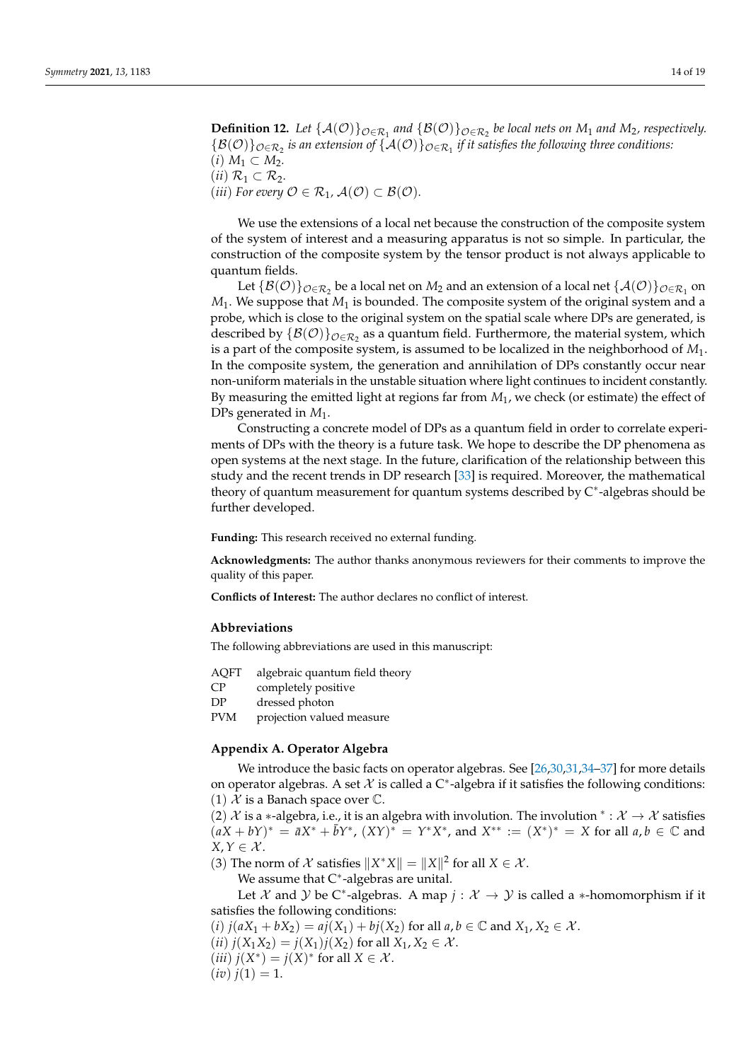**Definition 12.** *Let $\{\mathcal{A}(\mathcal{O})\}_{\mathcal{O}\in\mathcal{R}_1}$ and $\{\mathcal{B}(\mathcal{O})\}_{\mathcal{O}\in\mathcal{R}_2}$ be local nets on $M_1$ and $M_2$, respectively. $\{\mathcal{B}(\mathcal{O})\}_{\mathcal{O}\in\mathcal{R}_2}$ is an extension of $\{\mathcal{A}(\mathcal{O})\}_{\mathcal{O}\in\mathcal{R}_1}$ if it satisfies the following three conditions:*
*(i) $M_1 \subset M_2$.*
*(ii) $\mathcal{R}_1 \subset \mathcal{R}_2$.*
*(iii) For every $\mathcal{O} \in \mathcal{R}_1$, $\mathcal{A}(\mathcal{O}) \subset \mathcal{B}(\mathcal{O})$.*

We use the extensions of a local net because the construction of the composite system of the system of interest and a measuring apparatus is not so simple. In particular, the construction of the composite system by the tensor product is not always applicable to quantum fields.

Let $\{\mathcal{B}(\mathcal{O})\}_{\mathcal{O}\in\mathcal{R}_2}$ be a local net on $M_2$ and an extension of a local net $\{\mathcal{A}(\mathcal{O})\}_{\mathcal{O}\in\mathcal{R}_1}$ on $M_1$. We suppose that $M_1$ is bounded. The composite system of the original system and a probe, which is close to the original system on the spatial scale where DPs are generated, is described by $\{\mathcal{B}(\mathcal{O})\}_{\mathcal{O}\in\mathcal{R}_2}$ as a quantum field. Furthermore, the material system, which is a part of the composite system, is assumed to be localized in the neighborhood of $M_1$. In the composite system, the generation and annihilation of DPs constantly occur near non-uniform materials in the unstable situation where light continues to incident constantly. By measuring the emitted light at regions far from $M_1$, we check (or estimate) the effect of DPs generated in $M_1$.

Constructing a concrete model of DPs as a quantum field in order to correlate experiments of DPs with the theory is a future task. We hope to describe the DP phenomena as open systems at the next stage. In the future, clarification of the relationship between this study and the recent trends in DP research [33] is required. Moreover, the mathematical theory of quantum measurement for quantum systems described by C$^*$-algebras should be further developed.

**Funding:** This research received no external funding.

**Acknowledgments:** The author thanks anonymous reviewers for their comments to improve the quality of this paper.

**Conflicts of Interest:** The author declares no conflict of interest.

## Abbreviations

The following abbreviations are used in this manuscript:

| | |
|---|---|
| AQFT | algebraic quantum field theory |
| CP | completely positive |
| DP | dressed photon |
| PVM | projection valued measure |

## Appendix A. Operator Algebra

We introduce the basic facts on operator algebras. See [26,30,31,34–37] for more details on operator algebras. A set $\mathcal{X}$ is called a C$^*$-algebra if it satisfies the following conditions:
(1) $\mathcal{X}$ is a Banach space over $\mathbb{C}$.
(2) $\mathcal{X}$ is a $*$-algebra, i.e., it is an algebra with involution. The involution $^* : \mathcal{X} \to \mathcal{X}$ satisfies $(aX + bY)^* = \bar{a}X^* + \bar{b}Y^*$, $(XY)^* = Y^*X^*$, and $X^{**} := (X^*)^* = X$ for all $a, b \in \mathbb{C}$ and $X, Y \in \mathcal{X}$.
(3) The norm of $\mathcal{X}$ satisfies $\|X^*X\| = \|X\|^2$ for all $X \in \mathcal{X}$.

We assume that C$^*$-algebras are unital.

Let $\mathcal{X}$ and $\mathcal{Y}$ be C$^*$-algebras. A map $j : \mathcal{X} \to \mathcal{Y}$ is called a $*$-homomorphism if it satisfies the following conditions:
$(i)$ $j(aX_1 + bX_2) = aj(X_1) + bj(X_2)$ for all $a, b \in \mathbb{C}$ and $X_1, X_2 \in \mathcal{X}$.
$(ii)$ $j(X_1X_2) = j(X_1)j(X_2)$ for all $X_1, X_2 \in \mathcal{X}$.
$(iii)$ $j(X^*) = j(X)^*$ for all $X \in \mathcal{X}$.
$(iv)$ $j(1) = 1$.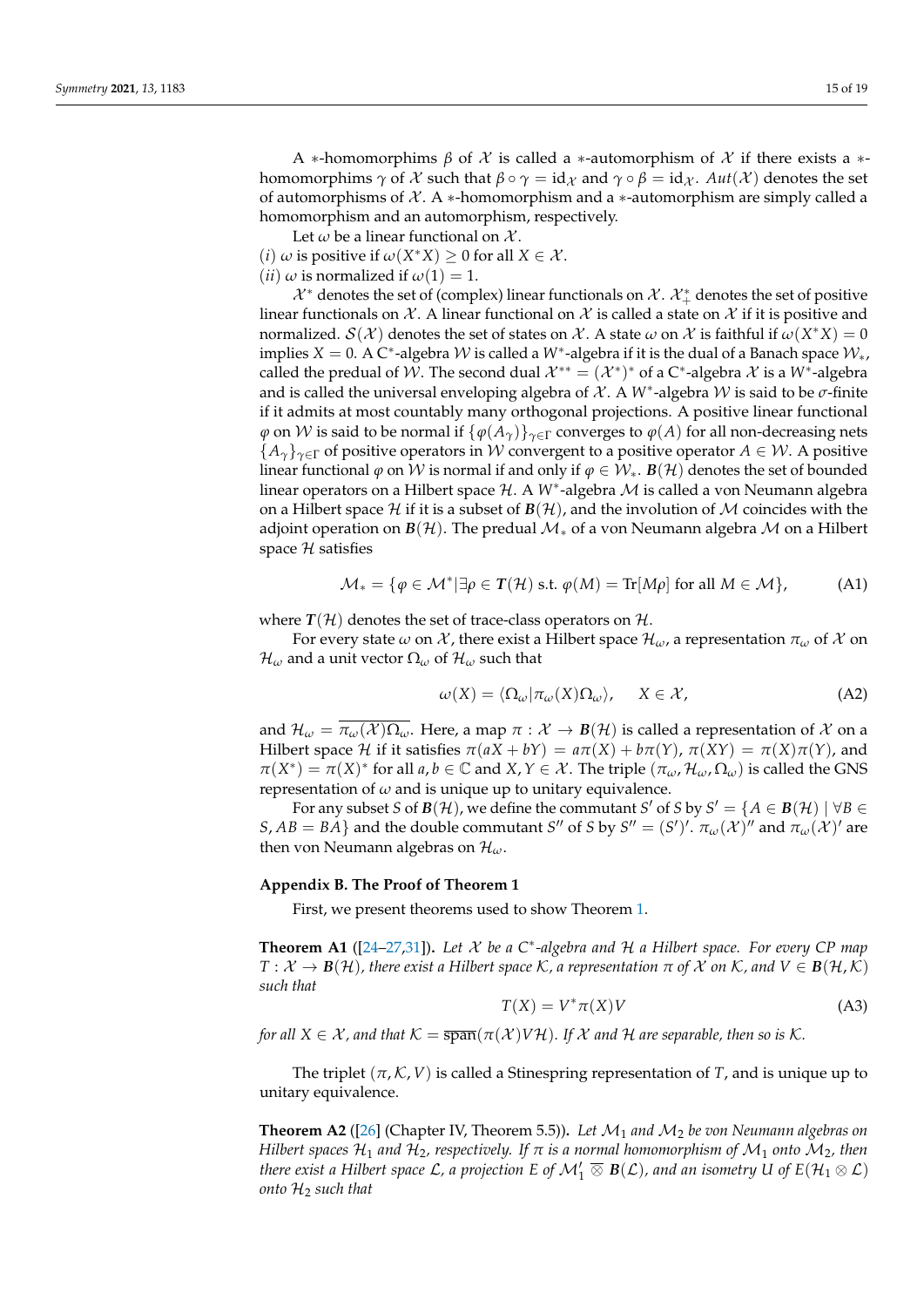A $*$-homomorphims $\beta$ of $\mathcal{X}$ is called a $*$-automorphism of $\mathcal{X}$ if there exists a $*$-homomorphims $\gamma$ of $\mathcal{X}$ such that $\beta \circ \gamma = \mathrm{id}_{\mathcal{X}}$ and $\gamma \circ \beta = \mathrm{id}_{\mathcal{X}}$. $Aut(\mathcal{X})$ denotes the set of automorphisms of $\mathcal{X}$. A $*$-homomorphism and a $*$-automorphism are simply called a homomorphism and an automorphism, respectively.

Let $\omega$ be a linear functional on $\mathcal{X}$.

$(i)$ $\omega$ is positive if $\omega(X^*X) \geq 0$ for all $X \in \mathcal{X}$.

$(ii)$ $\omega$ is normalized if $\omega(1) = 1$.

$\mathcal{X}^*$ denotes the set of (complex) linear functionals on $\mathcal{X}$. $\mathcal{X}^*_+$ denotes the set of positive linear functionals on $\mathcal{X}$. A linear functional on $\mathcal{X}$ is called a state on $\mathcal{X}$ if it is positive and normalized. $\mathcal{S}(\mathcal{X})$ denotes the set of states on $\mathcal{X}$. A state $\omega$ on $\mathcal{X}$ is faithful if $\omega(X^*X) = 0$ implies $X = 0$. A C$^*$-algebra $\mathcal{W}$ is called a $W^*$-algebra if it is the dual of a Banach space $\mathcal{W}_*$, called the predual of $\mathcal{W}$. The second dual $\mathcal{X}^{**} = (\mathcal{X}^*)^*$ of a C$^*$-algebra $\mathcal{X}$ is a $W^*$-algebra and is called the universal enveloping algebra of $\mathcal{X}$. A $W^*$-algebra $\mathcal{W}$ is said to be $\sigma$-finite if it admits at most countably many orthogonal projections. A positive linear functional $\varphi$ on $\mathcal{W}$ is said to be normal if $\{\varphi(A_\gamma)\}_{\gamma \in \Gamma}$ converges to $\varphi(A)$ for all non-decreasing nets $\{A_\gamma\}_{\gamma \in \Gamma}$ of positive operators in $\mathcal{W}$ convergent to a positive operator $A \in \mathcal{W}$. A positive linear functional $\varphi$ on $\mathcal{W}$ is normal if and only if $\varphi \in \mathcal{W}_*$. $\boldsymbol{B}(\mathcal{H})$ denotes the set of bounded linear operators on a Hilbert space $\mathcal{H}$. A $W^*$-algebra $\mathcal{M}$ is called a von Neumann algebra on a Hilbert space $\mathcal{H}$ if it is a subset of $\boldsymbol{B}(\mathcal{H})$, and the involution of $\mathcal{M}$ coincides with the adjoint operation on $\boldsymbol{B}(\mathcal{H})$. The predual $\mathcal{M}_*$ of a von Neumann algebra $\mathcal{M}$ on a Hilbert space $\mathcal{H}$ satisfies

$$\mathcal{M}_* = \{\varphi \in \mathcal{M}^* | \exists \rho \in \boldsymbol{T}(\mathcal{H}) \text{ s.t. } \varphi(M) = \mathrm{Tr}[M\rho] \text{ for all } M \in \mathcal{M}\}, \tag{A1}$$

where $\boldsymbol{T}(\mathcal{H})$ denotes the set of trace-class operators on $\mathcal{H}$.

For every state $\omega$ on $\mathcal{X}$, there exist a Hilbert space $\mathcal{H}_\omega$, a representation $\pi_\omega$ of $\mathcal{X}$ on $\mathcal{H}_\omega$ and a unit vector $\Omega_\omega$ of $\mathcal{H}_\omega$ such that

$$\omega(X) = \langle \Omega_\omega | \pi_\omega(X) \Omega_\omega \rangle, \quad X \in \mathcal{X}, \tag{A2}$$

and $\mathcal{H}_\omega = \overline{\pi_\omega(\mathcal{X})\Omega_\omega}$. Here, a map $\pi : \mathcal{X} \to \boldsymbol{B}(\mathcal{H})$ is called a representation of $\mathcal{X}$ on a Hilbert space $\mathcal{H}$ if it satisfies $\pi(aX + bY) = a\pi(X) + b\pi(Y)$, $\pi(XY) = \pi(X)\pi(Y)$, and $\pi(X^*) = \pi(X)^*$ for all $a, b \in \mathbb{C}$ and $X, Y \in \mathcal{X}$. The triple $(\pi_\omega, \mathcal{H}_\omega, \Omega_\omega)$ is called the GNS representation of $\omega$ and is unique up to unitary equivalence.

For any subset $S$ of $\boldsymbol{B}(\mathcal{H})$, we define the commutant $S'$ of $S$ by $S' = \{A \in \boldsymbol{B}(\mathcal{H}) \mid \forall B \in S, AB = BA\}$ and the double commutant $S''$ of $S$ by $S'' = (S')'$. $\pi_\omega(\mathcal{X})''$ and $\pi_\omega(\mathcal{X})'$ are then von Neumann algebras on $\mathcal{H}_\omega$.

## Appendix B. The Proof of Theorem 1

First, we present theorems used to show Theorem 1.

**Theorem A1** ([24–27,31])**.** *Let $\mathcal{X}$ be a C$^*$-algebra and $\mathcal{H}$ a Hilbert space. For every CP map $T : \mathcal{X} \to \boldsymbol{B}(\mathcal{H})$, there exist a Hilbert space $\mathcal{K}$, a representation $\pi$ of $\mathcal{X}$ on $\mathcal{K}$, and $V \in \boldsymbol{B}(\mathcal{H}, \mathcal{K})$ such that*

$$T(X) = V^* \pi(X) V \tag{A3}$$

*for all $X \in \mathcal{X}$, and that $\mathcal{K} = \overline{\mathrm{span}}(\pi(\mathcal{X})V\mathcal{H})$. If $\mathcal{X}$ and $\mathcal{H}$ are separable, then so is $\mathcal{K}$.*

The triplet $(\pi, \mathcal{K}, V)$ is called a Stinespring representation of $T$, and is unique up to unitary equivalence.

**Theorem A2** ([26] (Chapter IV, Theorem 5.5))**.** *Let $\mathcal{M}_1$ and $\mathcal{M}_2$ be von Neumann algebras on Hilbert spaces $\mathcal{H}_1$ and $\mathcal{H}_2$, respectively. If $\pi$ is a normal homomorphism of $\mathcal{M}_1$ onto $\mathcal{M}_2$, then there exist a Hilbert space $\mathcal{L}$, a projection $E$ of $\mathcal{M}_1' \overline{\otimes} \boldsymbol{B}(\mathcal{L})$, and an isometry $U$ of $E(\mathcal{H}_1 \otimes \mathcal{L})$ onto $\mathcal{H}_2$ such that*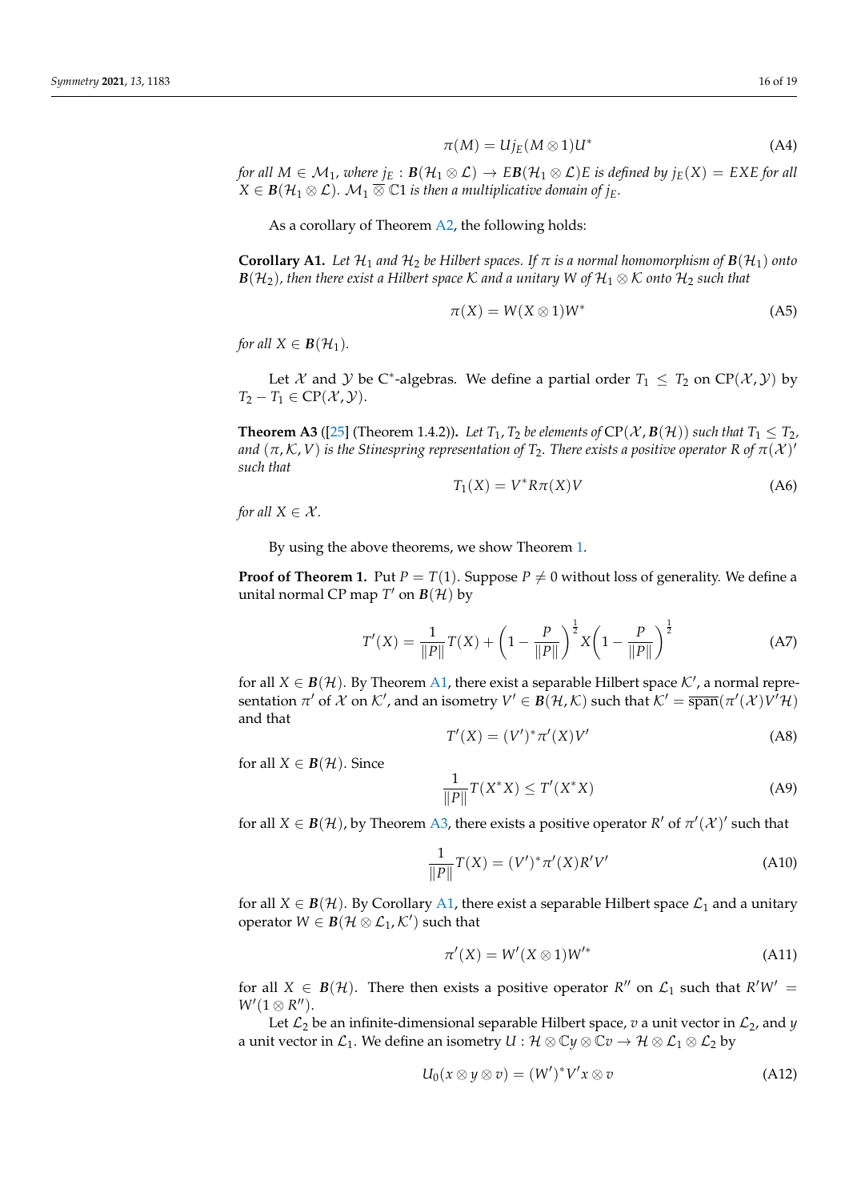$$\pi(M) = Uj_E(M \otimes 1)U^* \tag{A4}$$

*for all $M \in \mathcal{M}_1$, where $j_E : \boldsymbol{B}(\mathcal{H}_1 \otimes \mathcal{L}) \to E\boldsymbol{B}(\mathcal{H}_1 \otimes \mathcal{L})E$ is defined by $j_E(X) = EXE$ for all $X \in \boldsymbol{B}(\mathcal{H}_1 \otimes \mathcal{L})$. $\mathcal{M}_1 \overline{\otimes} \mathbb{C}1$ is then a multiplicative domain of $j_E$.*

As a corollary of Theorem A2, the following holds:

**Corollary A1.** *Let $\mathcal{H}_1$ and $\mathcal{H}_2$ be Hilbert spaces. If $\pi$ is a normal homomorphism of $\boldsymbol{B}(\mathcal{H}_1)$ onto $\boldsymbol{B}(\mathcal{H}_2)$, then there exist a Hilbert space $\mathcal{K}$ and a unitary $W$ of $\mathcal{H}_1 \otimes \mathcal{K}$ onto $\mathcal{H}_2$ such that*

$$\pi(X) = W(X \otimes 1)W^* \tag{A5}$$

*for all $X \in \boldsymbol{B}(\mathcal{H}_1)$.*

Let $\mathcal{X}$ and $\mathcal{Y}$ be C$^*$-algebras. We define a partial order $T_1 \leq T_2$ on $\mathrm{CP}(\mathcal{X}, \mathcal{Y})$ by $T_2 - T_1 \in \mathrm{CP}(\mathcal{X}, \mathcal{Y})$.

**Theorem A3** ([25] (Theorem 1.4.2))**.** *Let $T_1, T_2$ be elements of $\mathrm{CP}(\mathcal{X}, \boldsymbol{B}(\mathcal{H}))$ such that $T_1 \leq T_2$, and $(\pi, \mathcal{K}, V)$ is the Stinespring representation of $T_2$. There exists a positive operator $R$ of $\pi(\mathcal{X})'$ such that*

$$T_1(X) = V^* R \pi(X) V \tag{A6}$$

*for all $X \in \mathcal{X}$.*

By using the above theorems, we show Theorem 1.

**Proof of Theorem 1.** Put $P = T(1)$. Suppose $P \neq 0$ without loss of generality. We define a unital normal CP map $T'$ on $\boldsymbol{B}(\mathcal{H})$ by

$$T'(X) = \frac{1}{\|P\|}T(X) + \left(1 - \frac{P}{\|P\|}\right)^{\frac{1}{2}} X \left(1 - \frac{P}{\|P\|}\right)^{\frac{1}{2}} \tag{A7}$$

for all $X \in \boldsymbol{B}(\mathcal{H})$. By Theorem A1, there exist a separable Hilbert space $\mathcal{K}'$, a normal representation $\pi'$ of $\mathcal{X}$ on $\mathcal{K}'$, and an isometry $V' \in \boldsymbol{B}(\mathcal{H}, \mathcal{K})$ such that $\mathcal{K}' = \overline{\mathrm{span}}(\pi'(\mathcal{X})V'\mathcal{H})$ and that

$$T'(X) = (V')^* \pi'(X) V' \tag{A8}$$

for all $X \in \boldsymbol{B}(\mathcal{H})$. Since

$$\frac{1}{\|P\|}T(X^*X) \leq T'(X^*X) \tag{A9}$$

for all $X \in \boldsymbol{B}(\mathcal{H})$, by Theorem A3, there exists a positive operator $R'$ of $\pi'(\mathcal{X})'$ such that

$$\frac{1}{\|P\|}T(X) = (V')^* \pi'(X) R' V' \tag{A10}$$

for all $X \in \boldsymbol{B}(\mathcal{H})$. By Corollary A1, there exist a separable Hilbert space $\mathcal{L}_1$ and a unitary operator $W \in \boldsymbol{B}(\mathcal{H} \otimes \mathcal{L}_1, \mathcal{K}')$ such that

$$\pi'(X) = W'(X \otimes 1)W'^* \tag{A11}$$

for all $X \in \boldsymbol{B}(\mathcal{H})$. There then exists a positive operator $R''$ on $\mathcal{L}_1$ such that $R'W' = W'(1 \otimes R'')$.

Let $\mathcal{L}_2$ be an infinite-dimensional separable Hilbert space, $v$ a unit vector in $\mathcal{L}_2$, and $y$ a unit vector in $\mathcal{L}_1$. We define an isometry $U : \mathcal{H} \otimes \mathbb{C}y \otimes \mathbb{C}v \to \mathcal{H} \otimes \mathcal{L}_1 \otimes \mathcal{L}_2$ by

$$U_0(x \otimes y \otimes v) = (W')^* V' x \otimes v \tag{A12}$$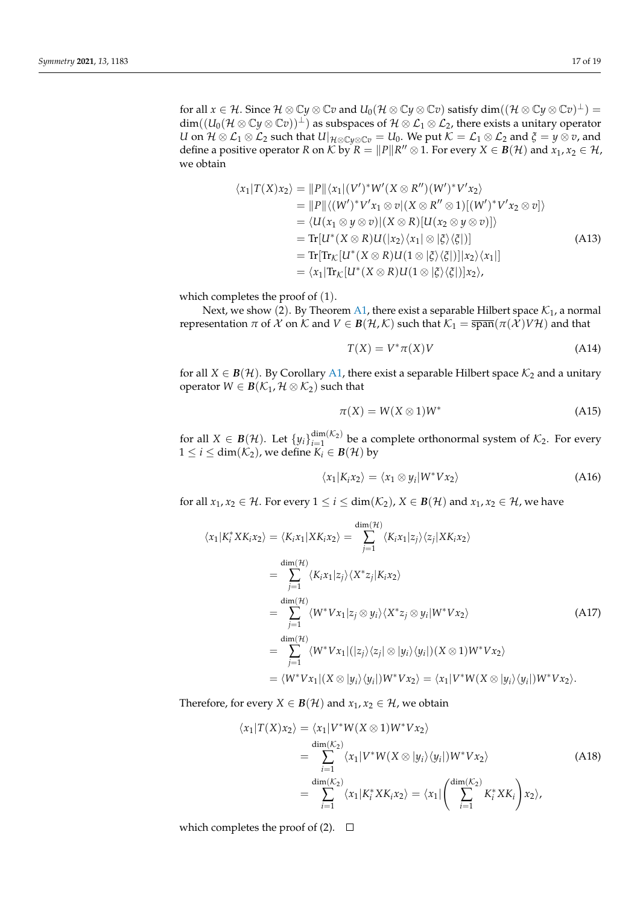for all $x \in \mathcal{H}$. Since $\mathcal{H} \otimes \mathbb{C}y \otimes \mathbb{C}v$ and $U_0(\mathcal{H} \otimes \mathbb{C}y \otimes \mathbb{C}v)$ satisfy $\dim((\mathcal{H} \otimes \mathbb{C}y \otimes \mathbb{C}v)^\perp) = \dim((U_0(\mathcal{H} \otimes \mathbb{C}y \otimes \mathbb{C}v))^\perp)$ as subspaces of $\mathcal{H} \otimes \mathcal{L}_1 \otimes \mathcal{L}_2$, there exists a unitary operator $U$ on $\mathcal{H} \otimes \mathcal{L}_1 \otimes \mathcal{L}_2$ such that $U|_{\mathcal{H} \otimes \mathbb{C}y \otimes \mathbb{C}v} = U_0$. We put $\mathcal{K} = \mathcal{L}_1 \otimes \mathcal{L}_2$ and $\xi = y \otimes v$, and define a positive operator $R$ on $\mathcal{K}$ by $R = \|P\| R'' \otimes 1$. For every $X \in \boldsymbol{B}(\mathcal{H})$ and $x_1, x_2 \in \mathcal{H}$, we obtain

$$
\begin{aligned}
\langle x_1 | T(X) x_2 \rangle &= \|P\| \langle x_1 | (V')^* W' (X \otimes R'')(W')^* V' x_2 \rangle \\
&= \|P\| \langle (W')^* V' x_1 \otimes v | (X \otimes R'' \otimes 1)[(W')^* V' x_2 \otimes v] \rangle \\
&= \langle U(x_1 \otimes y \otimes v) | (X \otimes R)[U(x_2 \otimes y \otimes v)] \rangle \\
&= \mathrm{Tr}[U^*(X \otimes R) U (|x_2\rangle\langle x_1| \otimes |\xi\rangle\langle\xi|)] \\
&= \mathrm{Tr}[\mathrm{Tr}_{\mathcal{K}}[U^*(X \otimes R) U (1 \otimes |\xi\rangle\langle\xi|)] |x_2\rangle\langle x_1|] \\
&= \langle x_1 | \mathrm{Tr}_{\mathcal{K}}[U^*(X \otimes R) U (1 \otimes |\xi\rangle\langle\xi|)] x_2 \rangle,
\end{aligned}
\tag{A13}
$$

which completes the proof of (1).

Next, we show (2). By Theorem A1, there exist a separable Hilbert space $\mathcal{K}_1$, a normal representation $\pi$ of $\mathcal{X}$ on $\mathcal{K}$ and $V \in \boldsymbol{B}(\mathcal{H}, \mathcal{K})$ such that $\mathcal{K}_1 = \overline{\mathrm{span}}(\pi(\mathcal{X}) V \mathcal{H})$ and that

$$
T(X) = V^* \pi(X) V \tag{A14}
$$

for all $X \in \boldsymbol{B}(\mathcal{H})$. By Corollary A1, there exist a separable Hilbert space $\mathcal{K}_2$ and a unitary operator $W \in \boldsymbol{B}(\mathcal{K}_1, \mathcal{H} \otimes \mathcal{K}_2)$ such that

$$
\pi(X) = W(X \otimes 1) W^* \tag{A15}
$$

for all $X \in \boldsymbol{B}(\mathcal{H})$. Let $\{y_i\}_{i=1}^{\dim(\mathcal{K}_2)}$ be a complete orthonormal system of $\mathcal{K}_2$. For every $1 \le i \le \dim(\mathcal{K}_2)$, we define $K_i \in \boldsymbol{B}(\mathcal{H})$ by

$$
\langle x_1 | K_i x_2 \rangle = \langle x_1 \otimes y_i | W^* V x_2 \rangle \tag{A16}
$$

for all $x_1, x_2 \in \mathcal{H}$. For every $1 \le i \le \dim(\mathcal{K}_2)$, $X \in \boldsymbol{B}(\mathcal{H})$ and $x_1, x_2 \in \mathcal{H}$, we have

$$
\begin{aligned}
\langle x_1 | K_i^* X K_i x_2 \rangle = \langle K_i x_1 | X K_i x_2 \rangle &= \sum_{j=1}^{\dim(\mathcal{H})} \langle K_i x_1 | z_j \rangle \langle z_j | X K_i x_2 \rangle \\
&= \sum_{j=1}^{\dim(\mathcal{H})} \langle K_i x_1 | z_j \rangle \langle X^* z_j | K_i x_2 \rangle \\
&= \sum_{j=1}^{\dim(\mathcal{H})} \langle W^* V x_1 | z_j \otimes y_i \rangle \langle X^* z_j \otimes y_i | W^* V x_2 \rangle \\
&= \sum_{j=1}^{\dim(\mathcal{H})} \langle W^* V x_1 | (|z_j\rangle\langle z_j| \otimes |y_i\rangle\langle y_i|)(X \otimes 1) W^* V x_2 \rangle \\
&= \langle W^* V x_1 | (X \otimes |y_i\rangle\langle y_i|) W^* V x_2 \rangle = \langle x_1 | V^* W (X \otimes |y_i\rangle\langle y_i|) W^* V x_2 \rangle.
\end{aligned}
\tag{A17}
$$

Therefore, for every $X \in \boldsymbol{B}(\mathcal{H})$ and $x_1, x_2 \in \mathcal{H}$, we obtain

$$
\begin{aligned}
\langle x_1 | T(X) x_2 \rangle &= \langle x_1 | V^* W (X \otimes 1) W^* V x_2 \rangle \\
&= \sum_{i=1}^{\dim(\mathcal{K}_2)} \langle x_1 | V^* W (X \otimes |y_i\rangle\langle y_i|) W^* V x_2 \rangle \\
&= \sum_{i=1}^{\dim(\mathcal{K}_2)} \langle x_1 | K_i^* X K_i x_2 \rangle = \langle x_1 | \left( \sum_{i=1}^{\dim(\mathcal{K}_2)} K_i^* X K_i \right) x_2 \rangle,
\end{aligned}
\tag{A18}
$$

which completes the proof of (2). □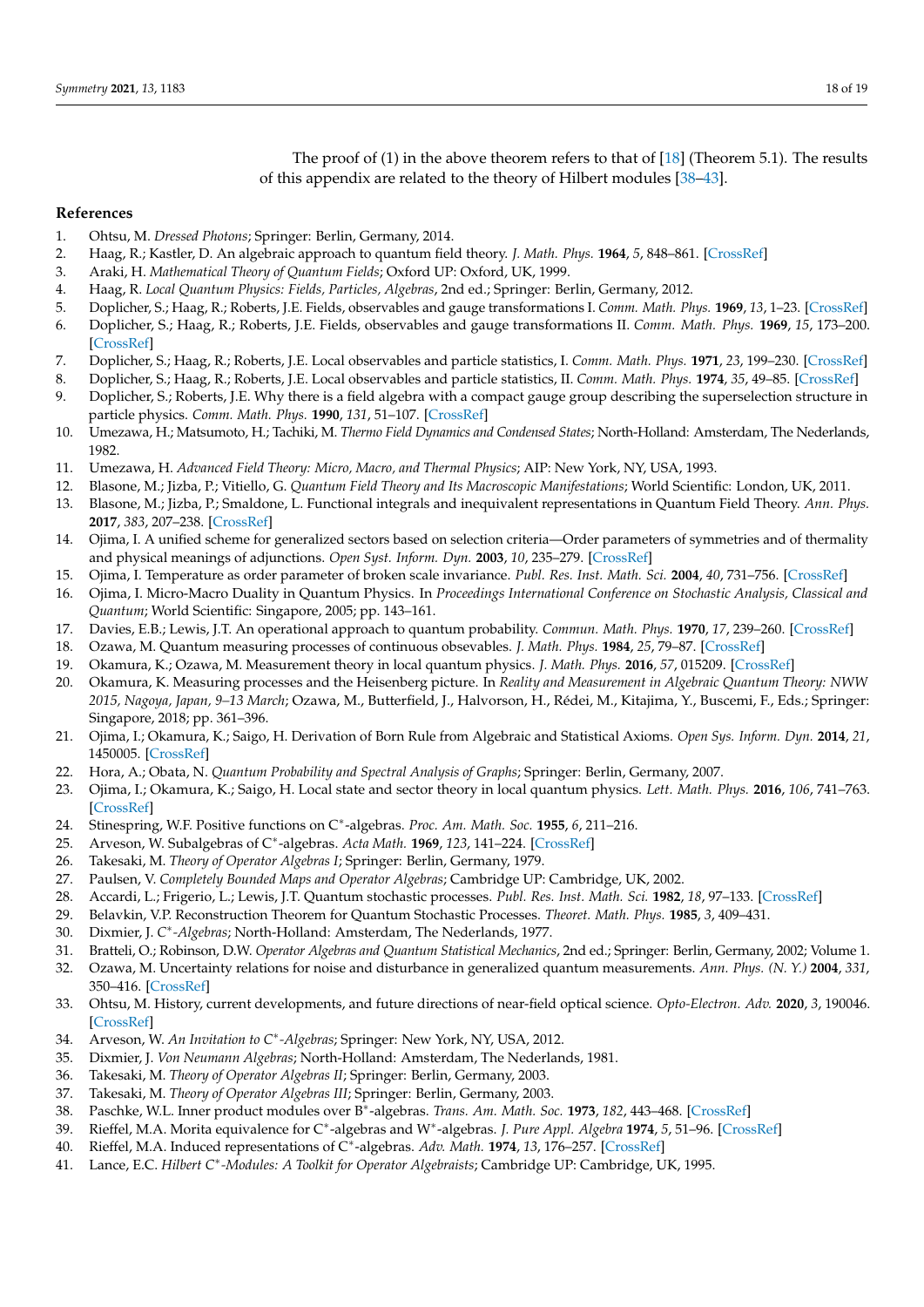The proof of (1) in the above theorem refers to that of [18] (Theorem 5.1). The results of this appendix are related to the theory of Hilbert modules [38–43].

## References

1. Ohtsu, M. *Dressed Photons*; Springer: Berlin, Germany, 2014.
2. Haag, R.; Kastler, D. An algebraic approach to quantum field theory. *J. Math. Phys.* **1964**, *5*, 848–861. [CrossRef]
3. Araki, H. *Mathematical Theory of Quantum Fields*; Oxford UP: Oxford, UK, 1999.
4. Haag, R. *Local Quantum Physics: Fields, Particles, Algebras*, 2nd ed.; Springer: Berlin, Germany, 2012.
5. Doplicher, S.; Haag, R.; Roberts, J.E. Fields, observables and gauge transformations I. *Comm. Math. Phys.* **1969**, *13*, 1–23. [CrossRef]
6. Doplicher, S.; Haag, R.; Roberts, J.E. Fields, observables and gauge transformations II. *Comm. Math. Phys.* **1969**, *15*, 173–200. [CrossRef]
7. Doplicher, S.; Haag, R.; Roberts, J.E. Local observables and particle statistics, I. *Comm. Math. Phys.* **1971**, *23*, 199–230. [CrossRef]
8. Doplicher, S.; Haag, R.; Roberts, J.E. Local observables and particle statistics, II. *Comm. Math. Phys.* **1974**, *35*, 49–85. [CrossRef]
9. Doplicher, S.; Roberts, J.E. Why there is a field algebra with a compact gauge group describing the superselection structure in particle physics. *Comm. Math. Phys.* **1990**, *131*, 51–107. [CrossRef]
10. Umezawa, H.; Matsumoto, H.; Tachiki, M. *Thermo Field Dynamics and Condensed States*; North-Holland: Amsterdam, The Nederlands, 1982.
11. Umezawa, H. *Advanced Field Theory: Micro, Macro, and Thermal Physics*; AIP: New York, NY, USA, 1993.
12. Blasone, M.; Jizba, P.; Vitiello, G. *Quantum Field Theory and Its Macroscopic Manifestations*; World Scientific: London, UK, 2011.
13. Blasone, M.; Jizba, P.; Smaldone, L. Functional integrals and inequivalent representations in Quantum Field Theory. *Ann. Phys.* **2017**, *383*, 207–238. [CrossRef]
14. Ojima, I. A unified scheme for generalized sectors based on selection criteria—Order parameters of symmetries and of thermality and physical meanings of adjunctions. *Open Syst. Inform. Dyn.* **2003**, *10*, 235–279. [CrossRef]
15. Ojima, I. Temperature as order parameter of broken scale invariance. *Publ. Res. Inst. Math. Sci.* **2004**, *40*, 731–756. [CrossRef]
16. Ojima, I. Micro-Macro Duality in Quantum Physics. In *Proceedings International Conference on Stochastic Analysis, Classical and Quantum*; World Scientific: Singapore, 2005; pp. 143–161.
17. Davies, E.B.; Lewis, J.T. An operational approach to quantum probability. *Commun. Math. Phys.* **1970**, *17*, 239–260. [CrossRef]
18. Ozawa, M. Quantum measuring processes of continuous observables. *J. Math. Phys.* **1984**, *25*, 79–87. [CrossRef]
19. Okamura, K.; Ozawa, M. Measurement theory in local quantum physics. *J. Math. Phys.* **2016**, *57*, 015209. [CrossRef]
20. Okamura, K. Measuring processes and the Heisenberg picture. In *Reality and Measurement in Algebraic Quantum Theory: NWW 2015, Nagoya, Japan, 9–13 March*; Ozawa, M., Butterfield, J., Halvorson, H., Rédei, M., Kitajima, Y., Buscemi, F., Eds.; Springer: Singapore, 2018; pp. 361–396.
21. Ojima, I.; Okamura, K.; Saigo, H. Derivation of Born Rule from Algebraic and Statistical Axioms. *Open Sys. Inform. Dyn.* **2014**, *21*, 1450005. [CrossRef]
22. Hora, A.; Obata, N. *Quantum Probability and Spectral Analysis of Graphs*; Springer: Berlin, Germany, 2007.
23. Ojima, I.; Okamura, K.; Saigo, H. Local state and sector theory in local quantum physics. *Lett. Math. Phys.* **2016**, *106*, 741–763. [CrossRef]
24. Stinespring, W.F. Positive functions on C$^*$-algebras. *Proc. Am. Math. Soc.* **1955**, *6*, 211–216.
25. Arveson, W. Subalgebras of C$^*$-algebras. *Acta Math.* **1969**, *123*, 141–224. [CrossRef]
26. Takesaki, M. *Theory of Operator Algebras I*; Springer: Berlin, Germany, 1979.
27. Paulsen, V. *Completely Bounded Maps and Operator Algebras*; Cambridge UP: Cambridge, UK, 2002.
28. Accardi, L.; Frigerio, L.; Lewis, J.T. Quantum stochastic processes. *Publ. Res. Inst. Math. Sci.* **1982**, *18*, 97–133. [CrossRef]
29. Belavkin, V.P. Reconstruction Theorem for Quantum Stochastic Processes. *Theoret. Math. Phys.* **1985**, *3*, 409–431.
30. Dixmier, J. *C$^*$-Algebras*; North-Holland: Amsterdam, The Nederlands, 1977.
31. Bratteli, O.; Robinson, D.W. *Operator Algebras and Quantum Statistical Mechanics*, 2nd ed.; Springer: Berlin, Germany, 2002; Volume 1.
32. Ozawa, M. Uncertainty relations for noise and disturbance in generalized quantum measurements. *Ann. Phys. (N. Y.)* **2004**, *331*, 350–416. [CrossRef]
33. Ohtsu, M. History, current developments, and future directions of near-field optical science. *Opto-Electron. Adv.* **2020**, *3*, 190046. [CrossRef]
34. Arveson, W. *An Invitation to C$^*$-Algebras*; Springer: New York, NY, USA, 2012.
35. Dixmier, J. *Von Neumann Algebras*; North-Holland: Amsterdam, The Nederlands, 1981.
36. Takesaki, M. *Theory of Operator Algebras II*; Springer: Berlin, Germany, 2003.
37. Takesaki, M. *Theory of Operator Algebras III*; Springer: Berlin, Germany, 2003.
38. Paschke, W.L. Inner product modules over B$^*$-algebras. *Trans. Am. Math. Soc.* **1973**, *182*, 443–468. [CrossRef]
39. Rieffel, M.A. Morita equivalence for C$^*$-algebras and W$^*$-algebras. *J. Pure Appl. Algebra* **1974**, *5*, 51–96. [CrossRef]
40. Rieffel, M.A. Induced representations of C$^*$-algebras. *Adv. Math.* **1974**, *13*, 176–257. [CrossRef]
41. Lance, E.C. *Hilbert C$^*$-Modules: A Toolkit for Operator Algebraists*; Cambridge UP: Cambridge, UK, 1995.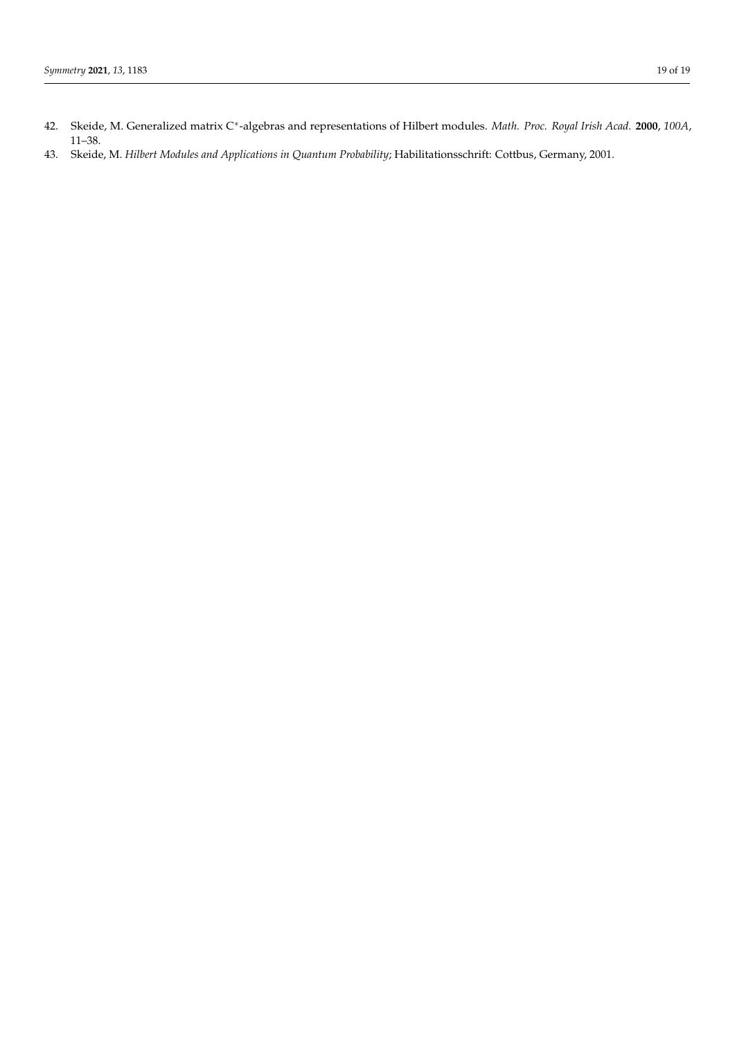42. Skeide, M. Generalized matrix $C^*$-algebras and representations of Hilbert modules. *Math. Proc. Royal Irish Acad.* **2000**, *100A*, 11–38.
43. Skeide, M. *Hilbert Modules and Applications in Quantum Probability*; Habilitationsschrift: Cottbus, Germany, 2001.